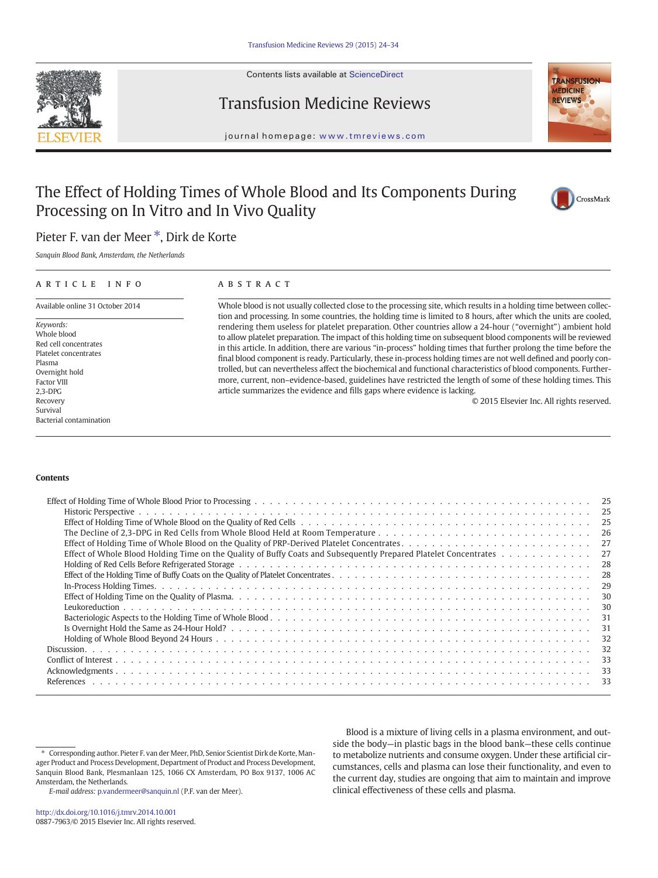Contents lists available at ScienceDirect

Transfusion Medicine Reviews

journal homepage: www.tmreviews.com

# The Effect of Holding Times of Whole Blood and Its Components During Processing on In Vitro and In Vivo Quality

Pieter F. van der Meer *, Dirk de Korte

*Sanquin Blood Bank, Amsterdam, the Netherlands*

## ARTICLE INFO

Available online 31 October 2014

*Keywords:*
Whole blood
Red cell concentrates
Platelet concentrates
Plasma
Overnight hold
Factor VIII
2,3-DPG
Recovery
Survival
Bacterial contamination

## ABSTRACT

Whole blood is not usually collected close to the processing site, which results in a holding time between collection and processing. In some countries, the holding time is limited to 8 hours, after which the units are cooled, rendering them useless for platelet preparation. Other countries allow a 24-hour ("overnight") ambient hold to allow platelet preparation. The impact of this holding time on subsequent blood components will be reviewed in this article. In addition, there are various "in-process" holding times that further prolong the time before the final blood component is ready. Particularly, these in-process holding times are not well defined and poorly controlled, but can nevertheless affect the biochemical and functional characteristics of blood components. Furthermore, current, non–evidence-based, guidelines have restricted the length of some of these holding times. This article summarizes the evidence and fills gaps where evidence is lacking.

© 2015 Elsevier Inc. All rights reserved.

## Contents

- Effect of Holding Time of Whole Blood Prior to Processing . . . 25
  - Historic Perspective . . . 25
  - Effect of Holding Time of Whole Blood on the Quality of Red Cells . . . 25
  - The Decline of 2,3-DPG in Red Cells from Whole Blood Held at Room Temperature . . . 26
  - Effect of Holding Time of Whole Blood on the Quality of PRP-Derived Platelet Concentrates . . . 27
  - Effect of Whole Blood Holding Time on the Quality of Buffy Coats and Subsequently Prepared Platelet Concentrates . . . 27
  - Holding of Red Cells Before Refrigerated Storage . . . 28
  - Effect of the Holding Time of Buffy Coats on the Quality of Platelet Concentrates . . . 28
  - In-Process Holding Times . . . 29
  - Effect of Holding Time on the Quality of Plasma . . . 30
  - Leukoreduction . . . 30
  - Bacteriologic Aspects to the Holding Time of Whole Blood . . . 31
  - Is Overnight Hold the Same as 24-Hour Hold? . . . 31
  - Holding of Whole Blood Beyond 24 Hours . . . 32
- Discussion . . . 32
- Conflict of Interest . . . 33
- Acknowledgments . . . 33
- References . . . 33

Blood is a mixture of living cells in a plasma environment, and outside the body—in plastic bags in the blood bank—these cells continue to metabolize nutrients and consume oxygen. Under these artificial circumstances, cells and plasma can lose their functionality, and even to the current day, studies are ongoing that aim to maintain and improve clinical effectiveness of these cells and plasma.

* Corresponding author. Pieter F. van der Meer, PhD, Senior Scientist Dirk de Korte, Manager Product and Process Development, Department of Product and Process Development, Sanquin Blood Bank, Plesmanlaan 125, 1066 CX Amsterdam, PO Box 9137, 1006 AC Amsterdam, the Netherlands.

*E-mail address:* p.vandermeer@sanquin.nl (P.F. van der Meer).

http://dx.doi.org/10.1016/j.tmrv.2014.10.001
0887-7963/© 2015 Elsevier Inc. All rights reserved.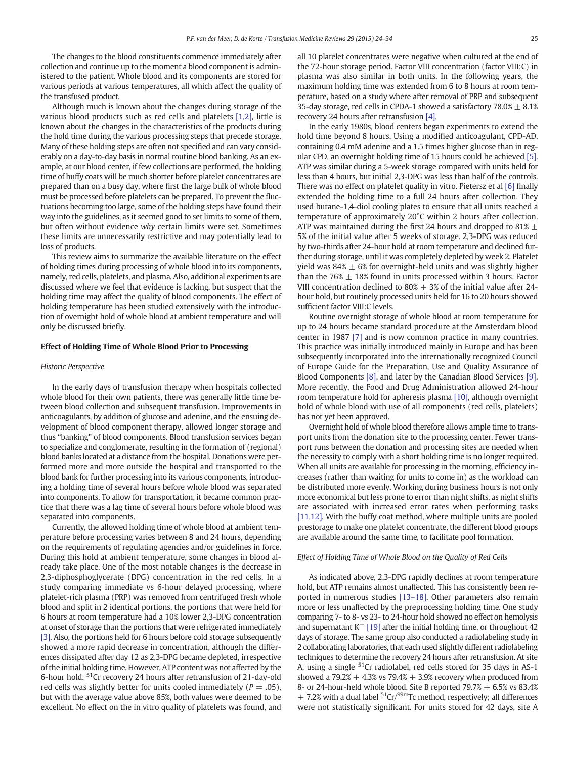The changes to the blood constituents commence immediately after collection and continue up to the moment a blood component is administered to the patient. Whole blood and its components are stored for various periods at various temperatures, all which affect the quality of the transfused product.

Although much is known about the changes during storage of the various blood products such as red cells and platelets [1,2], little is known about the changes in the characteristics of the products during the hold time during the various processing steps that precede storage. Many of these holding steps are often not specified and can vary considerably on a day-to-day basis in normal routine blood banking. As an example, at our blood center, if few collections are performed, the holding time of buffy coats will be much shorter before platelet concentrates are prepared than on a busy day, where first the large bulk of whole blood must be processed before platelets can be prepared. To prevent the fluctuations becoming too large, some of the holding steps have found their way into the guidelines, as it seemed good to set limits to some of them, but often without evidence *why* certain limits were set. Sometimes these limits are unnecessarily restrictive and may potentially lead to loss of products.

This review aims to summarize the available literature on the effect of holding times during processing of whole blood into its components, namely, red cells, platelets, and plasma. Also, additional experiments are discussed where we feel that evidence is lacking, but suspect that the holding time may affect the quality of blood components. The effect of holding temperature has been studied extensively with the introduction of overnight hold of whole blood at ambient temperature and will only be discussed briefly.

## Effect of Holding Time of Whole Blood Prior to Processing

### *Historic Perspective*

In the early days of transfusion therapy when hospitals collected whole blood for their own patients, there was generally little time between blood collection and subsequent transfusion. Improvements in anticoagulants, by addition of glucose and adenine, and the ensuing development of blood component therapy, allowed longer storage and thus "banking" of blood components. Blood transfusion services began to specialize and conglomerate, resulting in the formation of (regional) blood banks located at a distance from the hospital. Donations were performed more and more outside the hospital and transported to the blood bank for further processing into its various components, introducing a holding time of several hours before whole blood was separated into components. To allow for transportation, it became common practice that there was a lag time of several hours before whole blood was separated into components.

Currently, the allowed holding time of whole blood at ambient temperature before processing varies between 8 and 24 hours, depending on the requirements of regulating agencies and/or guidelines in force. During this hold at ambient temperature, some changes in blood already take place. One of the most notable changes is the decrease in 2,3-diphosphoglycerate (DPG) concentration in the red cells. In a study comparing immediate vs 6-hour delayed processing, where platelet-rich plasma (PRP) was removed from centrifuged fresh whole blood and split in 2 identical portions, the portions that were held for 6 hours at room temperature had a 10% lower 2,3-DPG concentration at onset of storage than the portions that were refrigerated immediately [3]. Also, the portions held for 6 hours before cold storage subsequently showed a more rapid decrease in concentration, although the differences dissipated after day 12 as 2,3-DPG became depleted, irrespective of the initial holding time. However, ATP content was not affected by the 6-hour hold. $^{51}$Cr recovery 24 hours after retransfusion of 21-day-old red cells was slightly better for units cooled immediately ($P = .05$), but with the average value above 85%, both values were deemed to be excellent. No effect on the in vitro quality of platelets was found, and all 10 platelet concentrates were negative when cultured at the end of the 72-hour storage period. Factor VIII concentration (factor VIII:C) in plasma was also similar in both units. In the following years, the maximum holding time was extended from 6 to 8 hours at room temperature, based on a study where after removal of PRP and subsequent 35-day storage, red cells in CPDA-1 showed a satisfactory 78.0% ± 8.1% recovery 24 hours after retransfusion [4].

In the early 1980s, blood centers began experiments to extend the hold time beyond 8 hours. Using a modified anticoagulant, CPD-AD, containing 0.4 mM adenine and a 1.5 times higher glucose than in regular CPD, an overnight holding time of 15 hours could be achieved [5]. ATP was similar during a 5-week storage compared with units held for less than 4 hours, but initial 2,3-DPG was less than half of the controls. There was no effect on platelet quality in vitro. Pietersz et al [6] finally extended the holding time to a full 24 hours after collection. They used butane-1,4-diol cooling plates to ensure that all units reached a temperature of approximately 20°C within 2 hours after collection. ATP was maintained during the first 24 hours and dropped to 81% ± 5% of the initial value after 5 weeks of storage. 2,3-DPG was reduced by two-thirds after 24-hour hold at room temperature and declined further during storage, until it was completely depleted by week 2. Platelet yield was 84% ± 6% for overnight-held units and was slightly higher than the 76% ± 18% found in units processed within 3 hours. Factor VIII concentration declined to 80% ± 3% of the initial value after 24-hour hold, but routinely processed units held for 16 to 20 hours showed sufficient factor VIII:C levels.

Routine overnight storage of whole blood at room temperature for up to 24 hours became standard procedure at the Amsterdam blood center in 1987 [7] and is now common practice in many countries. This practice was initially introduced mainly in Europe and has been subsequently incorporated into the internationally recognized Council of Europe Guide for the Preparation, Use and Quality Assurance of Blood Components [8], and later by the Canadian Blood Services [9]. More recently, the Food and Drug Administration allowed 24-hour room temperature hold for apheresis plasma [10], although overnight hold of whole blood with use of all components (red cells, platelets) has not yet been approved.

Overnight hold of whole blood therefore allows ample time to transport units from the donation site to the processing center. Fewer transport runs between the donation and processing sites are needed when the necessity to comply with a short holding time is no longer required. When all units are available for processing in the morning, efficiency increases (rather than waiting for units to come in) as the workload can be distributed more evenly. Working during business hours is not only more economical but less prone to error than night shifts, as night shifts are associated with increased error rates when performing tasks [11,12]. With the buffy coat method, where multiple units are pooled prestorage to make one platelet concentrate, the different blood groups are available around the same time, to facilitate pool formation.

### *Effect of Holding Time of Whole Blood on the Quality of Red Cells*

As indicated above, 2,3-DPG rapidly declines at room temperature hold, but ATP remains almost unaffected. This has consistently been reported in numerous studies [13–18]. Other parameters also remain more or less unaffected by the preprocessing holding time. One study comparing 7- to 8- vs 23- to 24-hour hold showed no effect on hemolysis and supernatant $K^+$ [19] after the initial holding time, or throughout 42 days of storage. The same group also conducted a radiolabeling study in 2 collaborating laboratories, that each used slightly different radiolabeling techniques to determine the recovery 24 hours after retransfusion. At site A, using a single $^{51}$Cr radiolabel, red cells stored for 35 days in AS-1 showed a 79.2% ± 4.3% vs 79.4% ± 3.9% recovery when produced from 8- or 24-hour-held whole blood. Site B reported 79.7% ± 6.5% vs 83.4% ± 7.2% with a dual label $^{51}$Cr/$^{99m}$Tc method, respectively; all differences were not statistically significant. For units stored for 42 days, site A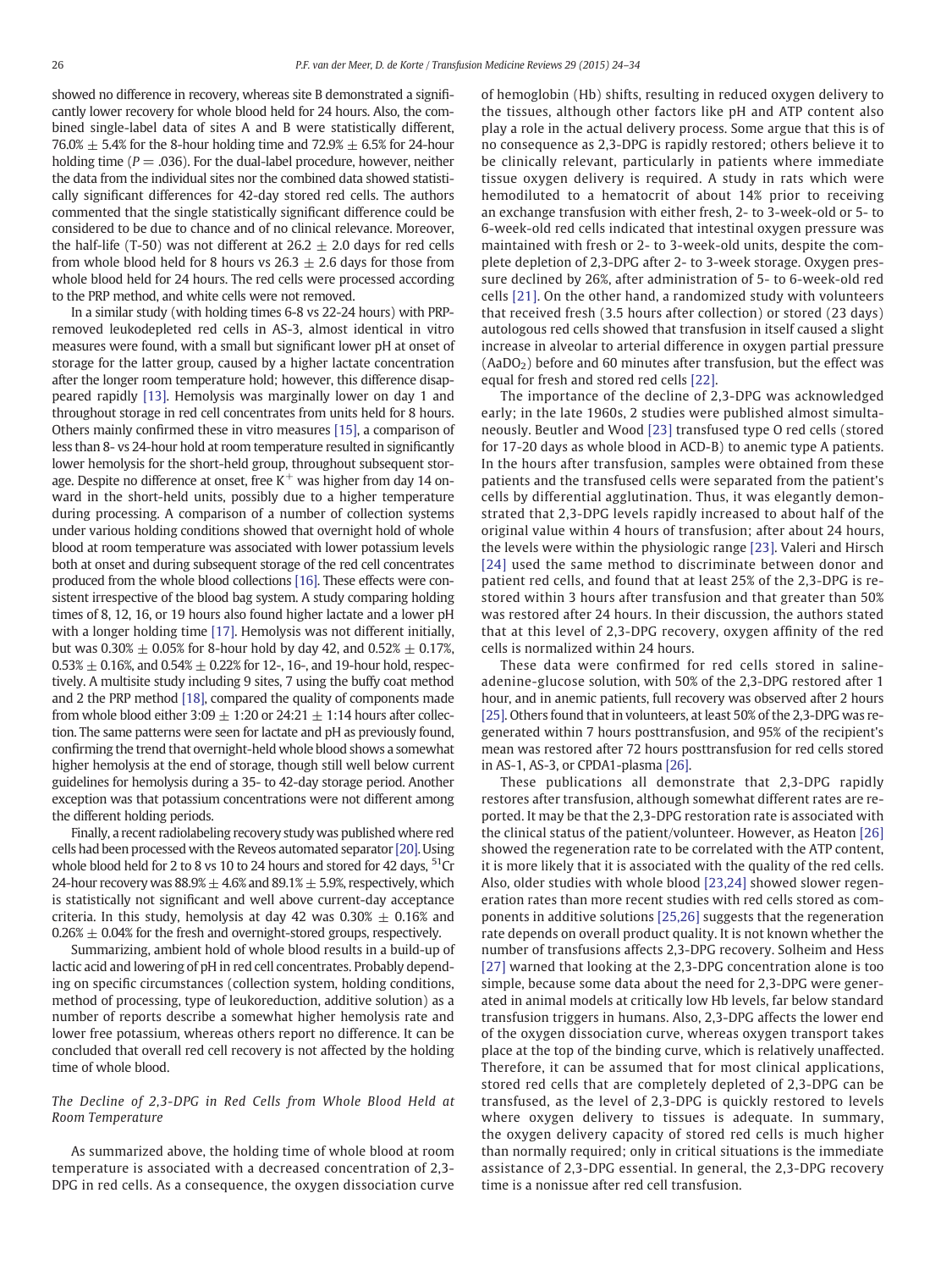showed no difference in recovery, whereas site B demonstrated a significantly lower recovery for whole blood held for 24 hours. Also, the combined single-label data of sites A and B were statistically different, 76.0% ± 5.4% for the 8-hour holding time and 72.9% ± 6.5% for 24-hour holding time ($P = .036$). For the dual-label procedure, however, neither the data from the individual sites nor the combined data showed statistically significant differences for 42-day stored red cells. The authors commented that the single statistically significant difference could be considered to be due to chance and of no clinical relevance. Moreover, the half-life (T-50) was not different at 26.2 ± 2.0 days for red cells from whole blood held for 8 hours vs 26.3 ± 2.6 days for those from whole blood held for 24 hours. The red cells were processed according to the PRP method, and white cells were not removed.

In a similar study (with holding times 6-8 vs 22-24 hours) with PRP-removed leukodepleted red cells in AS-3, almost identical in vitro measures were found, with a small but significant lower pH at onset of storage for the latter group, caused by a higher lactate concentration after the longer room temperature hold; however, this difference disappeared rapidly [13]. Hemolysis was marginally lower on day 1 and throughout storage in red cell concentrates from units held for 8 hours. Others mainly confirmed these in vitro measures [15], a comparison of less than 8- vs 24-hour hold at room temperature resulted in significantly lower hemolysis for the short-held group, throughout subsequent storage. Despite no difference at onset, free $K^+$ was higher from day 14 onward in the short-held units, possibly due to a higher temperature during processing. A comparison of a number of collection systems under various holding conditions showed that overnight hold of whole blood at room temperature was associated with lower potassium levels both at onset and during subsequent storage of the red cell concentrates produced from the whole blood collections [16]. These effects were consistent irrespective of the blood bag system. A study comparing holding times of 8, 12, 16, or 19 hours also found higher lactate and a lower pH with a longer holding time [17]. Hemolysis was not different initially, but was 0.30% ± 0.05% for 8-hour hold by day 42, and 0.52% ± 0.17%, 0.53% ± 0.16%, and 0.54% ± 0.22% for 12-, 16-, and 19-hour hold, respectively. A multisite study including 9 sites, 7 using the buffy coat method and 2 the PRP method [18], compared the quality of components made from whole blood either 3:09 ± 1:20 or 24:21 ± 1:14 hours after collection. The same patterns were seen for lactate and pH as previously found, confirming the trend that overnight-held whole blood shows a somewhat higher hemolysis at the end of storage, though still well below current guidelines for hemolysis during a 35- to 42-day storage period. Another exception was that potassium concentrations were not different among the different holding periods.

Finally, a recent radiolabeling recovery study was published where red cells had been processed with the Reveos automated separator [20]. Using whole blood held for 2 to 8 vs 10 to 24 hours and stored for 42 days, $^{51}$Cr 24-hour recovery was 88.9% ± 4.6% and 89.1% ± 5.9%, respectively, which is statistically not significant and well above current-day acceptance criteria. In this study, hemolysis at day 42 was 0.30% ± 0.16% and 0.26% ± 0.04% for the fresh and overnight-stored groups, respectively.

Summarizing, ambient hold of whole blood results in a build-up of lactic acid and lowering of pH in red cell concentrates. Probably depending on specific circumstances (collection system, holding conditions, method of processing, type of leukoreduction, additive solution) as a number of reports describe a somewhat higher hemolysis rate and lower free potassium, whereas others report no difference. It can be concluded that overall red cell recovery is not affected by the holding time of whole blood.

### *The Decline of 2,3-DPG in Red Cells from Whole Blood Held at Room Temperature*

As summarized above, the holding time of whole blood at room temperature is associated with a decreased concentration of 2,3-DPG in red cells. As a consequence, the oxygen dissociation curve of hemoglobin (Hb) shifts, resulting in reduced oxygen delivery to the tissues, although other factors like pH and ATP content also play a role in the actual delivery process. Some argue that this is of no consequence as 2,3-DPG is rapidly restored; others believe it to be clinically relevant, particularly in patients where immediate tissue oxygen delivery is required. A study in rats which were hemodiluted to a hematocrit of about 14% prior to receiving an exchange transfusion with either fresh, 2- to 3-week-old or 5- to 6-week-old red cells indicated that intestinal oxygen pressure was maintained with fresh or 2- to 3-week-old units, despite the complete depletion of 2,3-DPG after 2- to 3-week storage. Oxygen pressure declined by 26%, after administration of 5- to 6-week-old red cells [21]. On the other hand, a randomized study with volunteers that received fresh (3.5 hours after collection) or stored (23 days) autologous red cells showed that transfusion in itself caused a slight increase in alveolar to arterial difference in oxygen partial pressure ($AaDO_2$) before and 60 minutes after transfusion, but the effect was equal for fresh and stored red cells [22].

The importance of the decline of 2,3-DPG was acknowledged early; in the late 1960s, 2 studies were published almost simultaneously. Beutler and Wood [23] transfused type O red cells (stored for 17-20 days as whole blood in ACD-B) to anemic type A patients. In the hours after transfusion, samples were obtained from these patients and the transfused cells were separated from the patient's cells by differential agglutination. Thus, it was elegantly demonstrated that 2,3-DPG levels rapidly increased to about half of the original value within 4 hours of transfusion; after about 24 hours, the levels were within the physiologic range [23]. Valeri and Hirsch [24] used the same method to discriminate between donor and patient red cells, and found that at least 25% of the 2,3-DPG is restored within 3 hours after transfusion and that greater than 50% was restored after 24 hours. In their discussion, the authors stated that at this level of 2,3-DPG recovery, oxygen affinity of the red cells is normalized within 24 hours.

These data were confirmed for red cells stored in saline-adenine-glucose solution, with 50% of the 2,3-DPG restored after 1 hour, and in anemic patients, full recovery was observed after 2 hours [25]. Others found that in volunteers, at least 50% of the 2,3-DPG was regenerated within 7 hours posttransfusion, and 95% of the recipient's mean was restored after 72 hours posttransfusion for red cells stored in AS-1, AS-3, or CPDA1-plasma [26].

These publications all demonstrate that 2,3-DPG rapidly restores after transfusion, although somewhat different rates are reported. It may be that the 2,3-DPG restoration rate is associated with the clinical status of the patient/volunteer. However, as Heaton [26] showed the regeneration rate to be correlated with the ATP content, it is more likely that it is associated with the quality of the red cells. Also, older studies with whole blood [23,24] showed slower regeneration rates than more recent studies with red cells stored as components in additive solutions [25,26] suggests that the regeneration rate depends on overall product quality. It is not known whether the number of transfusions affects 2,3-DPG recovery. Solheim and Hess [27] warned that looking at the 2,3-DPG concentration alone is too simple, because some data about the need for 2,3-DPG were generated in animal models at critically low Hb levels, far below standard transfusion triggers in humans. Also, 2,3-DPG affects the lower end of the oxygen dissociation curve, whereas oxygen transport takes place at the top of the binding curve, which is relatively unaffected. Therefore, it can be assumed that for most clinical applications, stored red cells that are completely depleted of 2,3-DPG can be transfused, as the level of 2,3-DPG is quickly restored to levels where oxygen delivery to tissues is adequate. In summary, the oxygen delivery capacity of stored red cells is much higher than normally required; only in critical situations is the immediate assistance of 2,3-DPG essential. In general, the 2,3-DPG recovery time is a nonissue after red cell transfusion.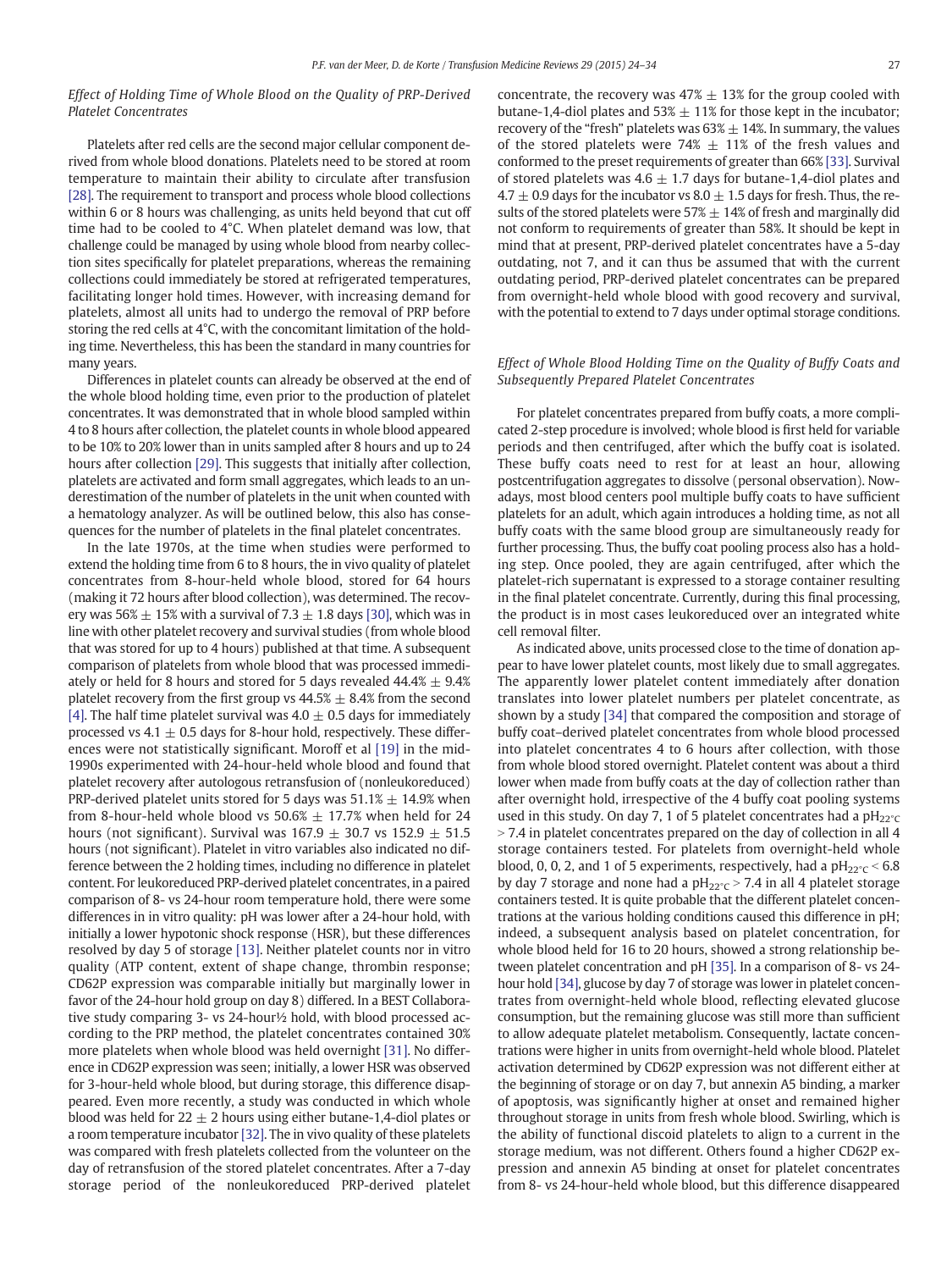### *Effect of Holding Time of Whole Blood on the Quality of PRP-Derived Platelet Concentrates*

Platelets after red cells are the second major cellular component derived from whole blood donations. Platelets need to be stored at room temperature to maintain their ability to circulate after transfusion [28]. The requirement to transport and process whole blood collections within 6 or 8 hours was challenging, as units held beyond that cut off time had to be cooled to 4°C. When platelet demand was low, that challenge could be managed by using whole blood from nearby collection sites specifically for platelet preparations, whereas the remaining collections could immediately be stored at refrigerated temperatures, facilitating longer hold times. However, with increasing demand for platelets, almost all units had to undergo the removal of PRP before storing the red cells at 4°C, with the concomitant limitation of the holding time. Nevertheless, this has been the standard in many countries for many years.

Differences in platelet counts can already be observed at the end of the whole blood holding time, even prior to the production of platelet concentrates. It was demonstrated that in whole blood sampled within 4 to 8 hours after collection, the platelet counts in whole blood appeared to be 10% to 20% lower than in units sampled after 8 hours and up to 24 hours after collection [29]. This suggests that initially after collection, platelets are activated and form small aggregates, which leads to an underestimation of the number of platelets in the unit when counted with a hematology analyzer. As will be outlined below, this also has consequences for the number of platelets in the final platelet concentrates.

In the late 1970s, at the time when studies were performed to extend the holding time from 6 to 8 hours, the in vivo quality of platelet concentrates from 8-hour-held whole blood, stored for 64 hours (making it 72 hours after blood collection), was determined. The recovery was 56% ± 15% with a survival of 7.3 ± 1.8 days [30], which was in line with other platelet recovery and survival studies (from whole blood that was stored for up to 4 hours) published at that time. A subsequent comparison of platelets from whole blood that was processed immediately or held for 8 hours and stored for 5 days revealed 44.4% ± 9.4% platelet recovery from the first group vs 44.5% ± 8.4% from the second [4]. The half time platelet survival was 4.0 ± 0.5 days for immediately processed vs 4.1 ± 0.5 days for 8-hour hold, respectively. These differences were not statistically significant. Moroff et al [19] in the mid-1990s experimented with 24-hour-held whole blood and found that platelet recovery after autologous retransfusion of (nonleukoreduced) PRP-derived platelet units stored for 5 days was 51.1% ± 14.9% when from 8-hour-held whole blood vs 50.6% ± 17.7% when held for 24 hours (not significant). Survival was 167.9 ± 30.7 vs 152.9 ± 51.5 hours (not significant). Platelet in vitro variables also indicated no difference between the 2 holding times, including no difference in platelet content. For leukoreduced PRP-derived platelet concentrates, in a paired comparison of 8- vs 24-hour room temperature hold, there were some differences in in vitro quality: pH was lower after a 24-hour hold, with initially a lower hypotonic shock response (HSR), but these differences resolved by day 5 of storage [13]. Neither platelet counts nor in vitro quality (ATP content, extent of shape change, thrombin response; CD62P expression was comparable initially but marginally lower in favor of the 24-hour hold group on day 8) differed. In a BEST Collaborative study comparing 3- vs 24-hour½ hold, with blood processed according to the PRP method, the platelet concentrates contained 30% more platelets when whole blood was held overnight [31]. No difference in CD62P expression was seen; initially, a lower HSR was observed for 3-hour-held whole blood, but during storage, this difference disappeared. Even more recently, a study was conducted in which whole blood was held for 22 ± 2 hours using either butane-1,4-diol plates or a room temperature incubator [32]. The in vivo quality of these platelets was compared with fresh platelets collected from the volunteer on the day of retransfusion of the stored platelet concentrates. After a 7-day storage period of the nonleukoreduced PRP-derived platelet concentrate, the recovery was 47% ± 13% for the group cooled with butane-1,4-diol plates and 53% ± 11% for those kept in the incubator; recovery of the "fresh" platelets was 63% ± 14%. In summary, the values of the stored platelets were 74% ± 11% of the fresh values and conformed to the preset requirements of greater than 66% [33]. Survival of stored platelets was 4.6 ± 1.7 days for butane-1,4-diol plates and 4.7 ± 0.9 days for the incubator vs 8.0 ± 1.5 days for fresh. Thus, the results of the stored platelets were 57% ± 14% of fresh and marginally did not conform to requirements of greater than 58%. It should be kept in mind that at present, PRP-derived platelet concentrates have a 5-day outdating, not 7, and it can thus be assumed that with the current outdating period, PRP-derived platelet concentrates can be prepared from overnight-held whole blood with good recovery and survival, with the potential to extend to 7 days under optimal storage conditions.

### *Effect of Whole Blood Holding Time on the Quality of Buffy Coats and Subsequently Prepared Platelet Concentrates*

For platelet concentrates prepared from buffy coats, a more complicated 2-step procedure is involved; whole blood is first held for variable periods and then centrifuged, after which the buffy coat is isolated. These buffy coats need to rest for at least an hour, allowing postcentrifugation aggregates to dissolve (personal observation). Nowadays, most blood centers pool multiple buffy coats to have sufficient platelets for an adult, which again introduces a holding time, as not all buffy coats with the same blood group are simultaneously ready for further processing. Thus, the buffy coat pooling process also has a holding step. Once pooled, they are again centrifuged, after which the platelet-rich supernatant is expressed to a storage container resulting in the final platelet concentrate. Currently, during this final processing, the product is in most cases leukoreduced over an integrated white cell removal filter.

As indicated above, units processed close to the time of donation appear to have lower platelet counts, most likely due to small aggregates. The apparently lower platelet content immediately after donation translates into lower platelet numbers per platelet concentrate, as shown by a study [34] that compared the composition and storage of buffy coat–derived platelet concentrates from whole blood processed into platelet concentrates 4 to 6 hours after collection, with those from whole blood stored overnight. Platelet content was about a third lower when made from buffy coats at the day of collection rather than after overnight hold, irrespective of the 4 buffy coat pooling systems used in this study. On day 7, 1 of 5 platelet concentrates had a $pH_{22°C} > 7.4$ in platelet concentrates prepared on the day of collection in all 4 storage containers tested. For platelets from overnight-held whole blood, 0, 0, 2, and 1 of 5 experiments, respectively, had a $pH_{22°C} < 6.8$ by day 7 storage and none had a $pH_{22°C} > 7.4$ in all 4 platelet storage containers tested. It is quite probable that the different platelet concentrations at the various holding conditions caused this difference in pH; indeed, a subsequent analysis based on platelet concentration, for whole blood held for 16 to 20 hours, showed a strong relationship between platelet concentration and pH [35]. In a comparison of 8- vs 24-hour hold [34], glucose by day 7 of storage was lower in platelet concentrates from overnight-held whole blood, reflecting elevated glucose consumption, but the remaining glucose was still more than sufficient to allow adequate platelet metabolism. Consequently, lactate concentrations were higher in units from overnight-held whole blood. Platelet activation determined by CD62P expression was not different either at the beginning of storage or on day 7, but annexin A5 binding, a marker of apoptosis, was significantly higher at onset and remained higher throughout storage in units from fresh whole blood. Swirling, which is the ability of functional discoid platelets to align to a current in the storage medium, was not different. Others found a higher CD62P expression and annexin A5 binding at onset for platelet concentrates from 8- vs 24-hour-held whole blood, but this difference disappeared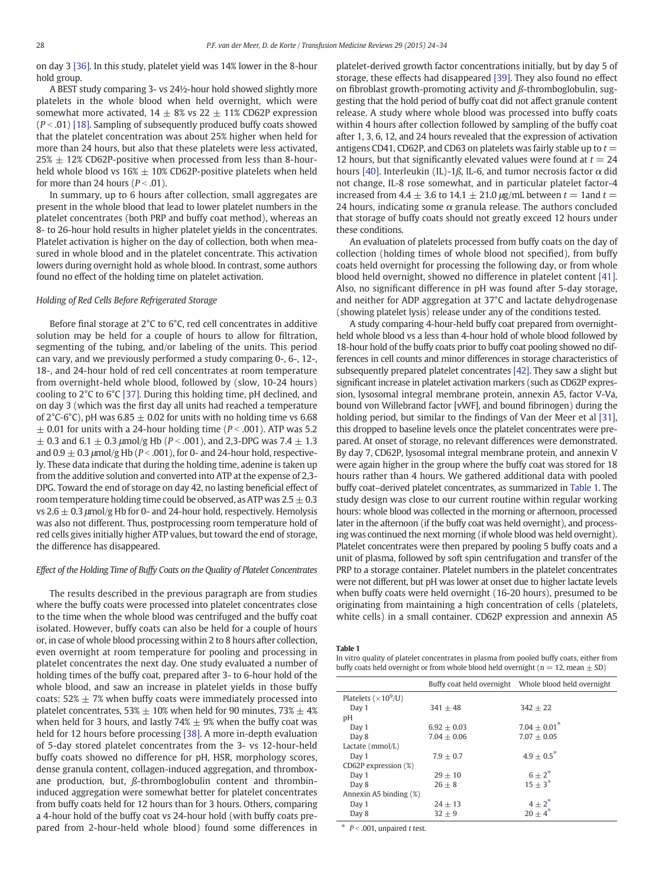on day 3 [36]. In this study, platelet yield was 14% lower in the 8-hour hold group.

A BEST study comparing 3- vs 24½-hour hold showed slightly more platelets in the whole blood when held overnight, which were somewhat more activated, 14 ± 8% vs 22 ± 11% CD62P expression ($P < .01$) [18]. Sampling of subsequently produced buffy coats showed that the platelet concentration was about 25% higher when held for more than 24 hours, but also that these platelets were less activated, 25% ± 12% CD62P-positive when processed from less than 8-hour-held whole blood vs 16% ± 10% CD62P-positive platelets when held for more than 24 hours ($P < .01$).

In summary, up to 6 hours after collection, small aggregates are present in the whole blood that lead to lower platelet numbers in the platelet concentrates (both PRP and buffy coat method), whereas an 8- to 26-hour hold results in higher platelet yields in the concentrates. Platelet activation is higher on the day of collection, both when measured in whole blood and in the platelet concentrate. This activation lowers during overnight hold as whole blood. In contrast, some authors found no effect of the holding time on platelet activation.

### Holding of Red Cells Before Refrigerated Storage

Before final storage at 2°C to 6°C, red cell concentrates in additive solution may be held for a couple of hours to allow for filtration, segmenting of the tubing, and/or labeling of the units. This period can vary, and we previously performed a study comparing 0-, 6-, 12-, 18-, and 24-hour hold of red cell concentrates at room temperature from overnight-held whole blood, followed by (slow, 10-24 hours) cooling to 2°C to 6°C [37]. During this holding time, pH declined, and on day 3 (which was the first day all units had reached a temperature of 2°C-6°C), pH was 6.85 ± 0.02 for units with no holding time vs 6.68 ± 0.01 for units with a 24-hour holding time ($P < .001$). ATP was 5.2 ± 0.3 and 6.1 ± 0.3 μmol/g Hb ($P < .001$), and 2,3-DPG was 7.4 ± 1.3 and 0.9 ± 0.3 μmol/g Hb ($P < .001$), for 0- and 24-hour hold, respectively. These data indicate that during the holding time, adenine is taken up from the additive solution and converted into ATP at the expense of 2,3-DPG. Toward the end of storage on day 42, no lasting beneficial effect of room temperature holding time could be observed, as ATP was 2.5 ± 0.3 vs 2.6 ± 0.3 μmol/g Hb for 0- and 24-hour hold, respectively. Hemolysis was also not different. Thus, postprocessing room temperature hold of red cells gives initially higher ATP values, but toward the end of storage, the difference has disappeared.

### Effect of the Holding Time of Buffy Coats on the Quality of Platelet Concentrates

The results described in the previous paragraph are from studies where the buffy coats were processed into platelet concentrates close to the time when the whole blood was centrifuged and the buffy coat isolated. However, buffy coats can also be held for a couple of hours or, in case of whole blood processing within 2 to 8 hours after collection, even overnight at room temperature for pooling and processing in platelet concentrates the next day. One study evaluated a number of holding times of the buffy coat, prepared after 3- to 6-hour hold of the whole blood, and saw an increase in platelet yields in those buffy coats: 52% ± 7% when buffy coats were immediately processed into platelet concentrates, 53% ± 10% when held for 90 minutes, 73% ± 4% when held for 3 hours, and lastly 74% ± 9% when the buffy coat was held for 12 hours before processing [38]. A more in-depth evaluation of 5-day stored platelet concentrates from the 3- vs 12-hour-held buffy coats showed no difference for pH, HSR, morphology scores, dense granula content, collagen-induced aggregation, and thromboxane production, but, ß-thromboglobulin content and thrombin-induced aggregation were somewhat better for platelet concentrates from buffy coats held for 12 hours than for 3 hours. Others, comparing a 4-hour hold of the buffy coat vs 24-hour hold (with buffy coats prepared from 2-hour-held whole blood) found some differences in platelet-derived growth factor concentrations initially, but by day 5 of storage, these effects had disappeared [39]. They also found no effect on fibroblast growth-promoting activity and ß-thromboglobulin, suggesting that the hold period of buffy coat did not affect granule content release. A study where whole blood was processed into buffy coats within 4 hours after collection followed by sampling of the buffy coat after 1, 3, 6, 12, and 24 hours revealed that the expression of activation antigens CD41, CD62P, and CD63 on platelets was fairly stable up to $t = 12$ hours, but that significantly elevated values were found at $t = 24$ hours [40]. Interleukin (IL)-1ß, IL-6, and tumor necrosis factor α did not change, IL-8 rose somewhat, and in particular platelet factor-4 increased from 4.4 ± 3.6 to 14.1 ± 21.0 μg/mL between $t = 1$ and $t = 24$ hours, indicating some α granula release. The authors concluded that storage of buffy coats should not greatly exceed 12 hours under these conditions.

An evaluation of platelets processed from buffy coats on the day of collection (holding times of whole blood not specified), from buffy coats held overnight for processing the following day, or from whole blood held overnight, showed no difference in platelet content [41]. Also, no significant difference in pH was found after 5-day storage, and neither for ADP aggregation at 37°C and lactate dehydrogenase (showing platelet lysis) release under any of the conditions tested.

A study comparing 4-hour-held buffy coat prepared from overnight-held whole blood vs a less than 4-hour hold of whole blood followed by 18-hour hold of the buffy coats prior to buffy coat pooling showed no differences in cell counts and minor differences in storage characteristics of subsequently prepared platelet concentrates [42]. They saw a slight but significant increase in platelet activation markers (such as CD62P expression, lysosomal integral membrane protein, annexin A5, factor V-Va, bound von Willebrand factor [vWF], and bound fibrinogen) during the holding period, but similar to the findings of Van der Meer et al [31], this dropped to baseline levels once the platelet concentrates were prepared. At onset of storage, no relevant differences were demonstrated. By day 7, CD62P, lysosomal integral membrane protein, and annexin V were again higher in the group where the buffy coat was stored for 18 hours rather than 4 hours. We gathered additional data with pooled buffy coat–derived platelet concentrates, as summarized in Table 1. The study design was close to our current routine within regular working hours: whole blood was collected in the morning or afternoon, processed later in the afternoon (if the buffy coat was held overnight), and processing was continued the next morning (if whole blood was held overnight). Platelet concentrates were then prepared by pooling 5 buffy coats and a unit of plasma, followed by soft spin centrifugation and transfer of the PRP to a storage container. Platelet numbers in the platelet concentrates were not different, but pH was lower at onset due to higher lactate levels when buffy coats were held overnight (16-20 hours), presumed to be originating from maintaining a high concentration of cells (platelets, white cells) in a small container. CD62P expression and annexin A5

**Table 1**
In vitro quality of platelet concentrates in plasma from pooled buffy coats, either from buffy coats held overnight or from whole blood held overnight (n = 12, mean ± SD)

| | Buffy coat held overnight | Whole blood held overnight |
|---|---|---|
| Platelets ($\times 10^9$/U) | | |
| Day 1 | 341 ± 48 | 342 ± 22 |
| pH | | |
| Day 1 | 6.92 ± 0.03 | 7.04 ± 0.01* |
| Day 8 | 7.04 ± 0.06 | 7.07 ± 0.05 |
| Lactate (mmol/L) | | |
| Day 1 | 7.9 ± 0.7 | 4.9 ± 0.5* |
| CD62P expression (%) | | |
| Day 1 | 29 ± 10 | 6 ± 2* |
| Day 8 | 26 ± 8 | 15 ± 3* |
| Annexin A5 binding (%) | | |
| Day 1 | 24 ± 13 | 4 ± 2* |
| Day 8 | 32 ± 9 | 20 ± 4* |

\* $P < .001$, unpaired t test.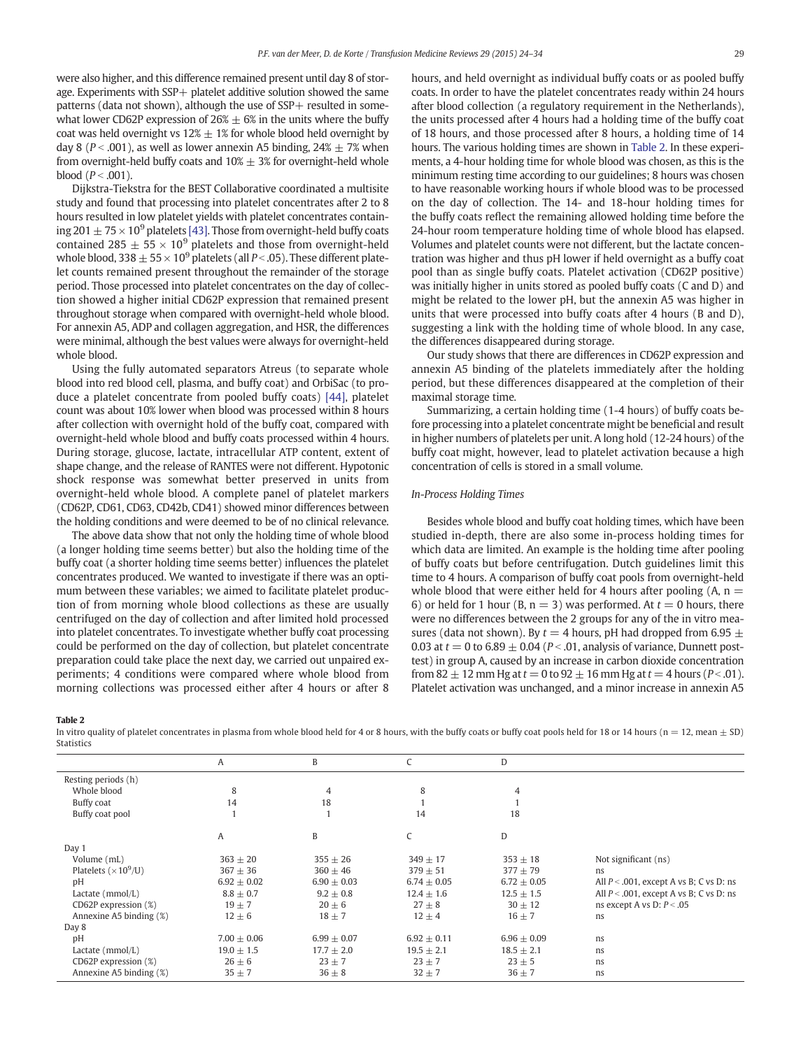were also higher, and this difference remained present until day 8 of storage. Experiments with SSP+ platelet additive solution showed the same patterns (data not shown), although the use of SSP+ resulted in somewhat lower CD62P expression of 26% ± 6% in the units where the buffy coat was held overnight vs 12% ± 1% for whole blood held overnight by day 8 ($P < .001$), as well as lower annexin A5 binding, 24% ± 7% when from overnight-held buffy coats and 10% ± 3% for overnight-held whole blood ($P < .001$).

Dijkstra-Tiekstra for the BEST Collaborative coordinated a multisite study and found that processing into platelet concentrates after 2 to 8 hours resulted in low platelet yields with platelet concentrates containing $201 \pm 75 \times 10^9$ platelets [43]. Those from overnight-held buffy coats contained $285 \pm 55 \times 10^9$ platelets and those from overnight-held whole blood, $338 \pm 55 \times 10^9$ platelets (all $P < .05$). These different platelet counts remained present throughout the remainder of the storage period. Those processed into platelet concentrates on the day of collection showed a higher initial CD62P expression that remained present throughout storage when compared with overnight-held whole blood. For annexin A5, ADP and collagen aggregation, and HSR, the differences were minimal, although the best values were always for overnight-held whole blood.

Using the fully automated separators Atreus (to separate whole blood into red blood cell, plasma, and buffy coat) and OrbiSac (to produce a platelet concentrate from pooled buffy coats) [44], platelet count was about 10% lower when blood was processed within 8 hours after collection with overnight hold of the buffy coat, compared with overnight-held whole blood and buffy coats processed within 4 hours. During storage, glucose, lactate, intracellular ATP content, extent of shape change, and the release of RANTES were not different. Hypotonic shock response was somewhat better preserved in units from overnight-held whole blood. A complete panel of platelet markers (CD62P, CD61, CD63, CD42b, CD41) showed minor differences between the holding conditions and were deemed to be of no clinical relevance.

The above data show that not only the holding time of whole blood (a longer holding time seems better) but also the holding time of the buffy coat (a shorter holding time seems better) influences the platelet concentrates produced. We wanted to investigate if there was an optimum between these variables; we aimed to facilitate platelet production of from morning whole blood collections as these are usually centrifuged on the day of collection and after limited hold processed into platelet concentrates. To investigate whether buffy coat processing could be performed on the day of collection, but platelet concentrate preparation could take place the next day, we carried out unpaired experiments; 4 conditions were compared where whole blood from morning collections was processed either after 4 hours or after 8 hours, and held overnight as individual buffy coats or as pooled buffy coats. In order to have the platelet concentrates ready within 24 hours after blood collection (a regulatory requirement in the Netherlands), the units processed after 4 hours had a holding time of the buffy coat of 18 hours, and those processed after 8 hours, a holding time of 14 hours. The various holding times are shown in Table 2. In these experiments, a 4-hour holding time for whole blood was chosen, as this is the minimum resting time according to our guidelines; 8 hours was chosen to have reasonable working hours if whole blood was to be processed on the day of collection. The 14- and 18-hour holding times for the buffy coats reflect the remaining allowed holding time before the 24-hour room temperature holding time of whole blood has elapsed. Volumes and platelet counts were not different, but the lactate concentration was higher and thus pH lower if held overnight as a buffy coat pool than as single buffy coats. Platelet activation (CD62P positive) was initially higher in units stored as pooled buffy coats (C and D) and might be related to the lower pH, but the annexin A5 was higher in units that were processed into buffy coats after 4 hours (B and D), suggesting a link with the holding time of whole blood. In any case, the differences disappeared during storage.

Our study shows that there are differences in CD62P expression and annexin A5 binding of the platelets immediately after the holding period, but these differences disappeared at the completion of their maximal storage time.

Summarizing, a certain holding time (1-4 hours) of buffy coats before processing into a platelet concentrate might be beneficial and result in higher numbers of platelets per unit. A long hold (12-24 hours) of the buffy coat might, however, lead to platelet activation because a high concentration of cells is stored in a small volume.

### *In-Process Holding Times*

Besides whole blood and buffy coat holding times, which have been studied in-depth, there are also some in-process holding times for which data are limited. An example is the holding time after pooling of buffy coats but before centrifugation. Dutch guidelines limit this time to 4 hours. A comparison of buffy coat pools from overnight-held whole blood that were either held for 4 hours after pooling (A, n = 6) or held for 1 hour (B, n = 3) was performed. At $t = 0$ hours, there were no differences between the 2 groups for any of the in vitro measures (data not shown). By $t = 4$ hours, pH had dropped from 6.95 ± 0.03 at $t = 0$ to 6.89 ± 0.04 ($P < .01$, analysis of variance, Dunnett posttest) in group A, caused by an increase in carbon dioxide concentration from 82 ± 12 mm Hg at $t = 0$ to 92 ± 16 mm Hg at $t = 4$ hours ($P < .01$). Platelet activation was unchanged, and a minor increase in annexin A5

**Table 2**
In vitro quality of platelet concentrates in plasma from whole blood held for 4 or 8 hours, with the buffy coats or buffy coat pools held for 18 or 14 hours (n = 12, mean ± SD)

| | A | B | C | D | Statistics |
|---|---|---|---|---|---|
| Resting periods (h) | | | | | |
| Whole blood | 8 | 4 | 8 | 4 | |
| Buffy coat | 14 | 18 | 1 | 1 | |
| Buffy coat pool | 1 | 1 | 14 | 18 | |
| | A | B | C | D | |
| Day 1 | | | | | |
| Volume (mL) | 363 ± 20 | 355 ± 26 | 349 ± 17 | 353 ± 18 | Not significant (ns) |
| Platelets ($\times 10^9$/U) | 367 ± 36 | 360 ± 46 | 379 ± 51 | 377 ± 79 | ns |
| pH | 6.92 ± 0.02 | 6.90 ± 0.03 | 6.74 ± 0.05 | 6.72 ± 0.05 | All $P < .001$, except A vs B; C vs D: ns |
| Lactate (mmol/L) | 8.8 ± 0.7 | 9.2 ± 0.8 | 12.4 ± 1.6 | 12.5 ± 1.5 | All $P < .001$, except A vs B; C vs D: ns |
| CD62P expression (%) | 19 ± 7 | 20 ± 6 | 27 ± 8 | 30 ± 12 | ns except A vs D: $P < .05$ |
| Annexine A5 binding (%) | 12 ± 6 | 18 ± 7 | 12 ± 4 | 16 ± 7 | ns |
| Day 8 | | | | | |
| pH | 7.00 ± 0.06 | 6.99 ± 0.07 | 6.92 ± 0.11 | 6.96 ± 0.09 | ns |
| Lactate (mmol/L) | 19.0 ± 1.5 | 17.7 ± 2.0 | 19.5 ± 2.1 | 18.5 ± 2.1 | ns |
| CD62P expression (%) | 26 ± 6 | 23 ± 7 | 23 ± 7 | 23 ± 5 | ns |
| Annexine A5 binding (%) | 35 ± 7 | 36 ± 8 | 32 ± 7 | 36 ± 7 | ns |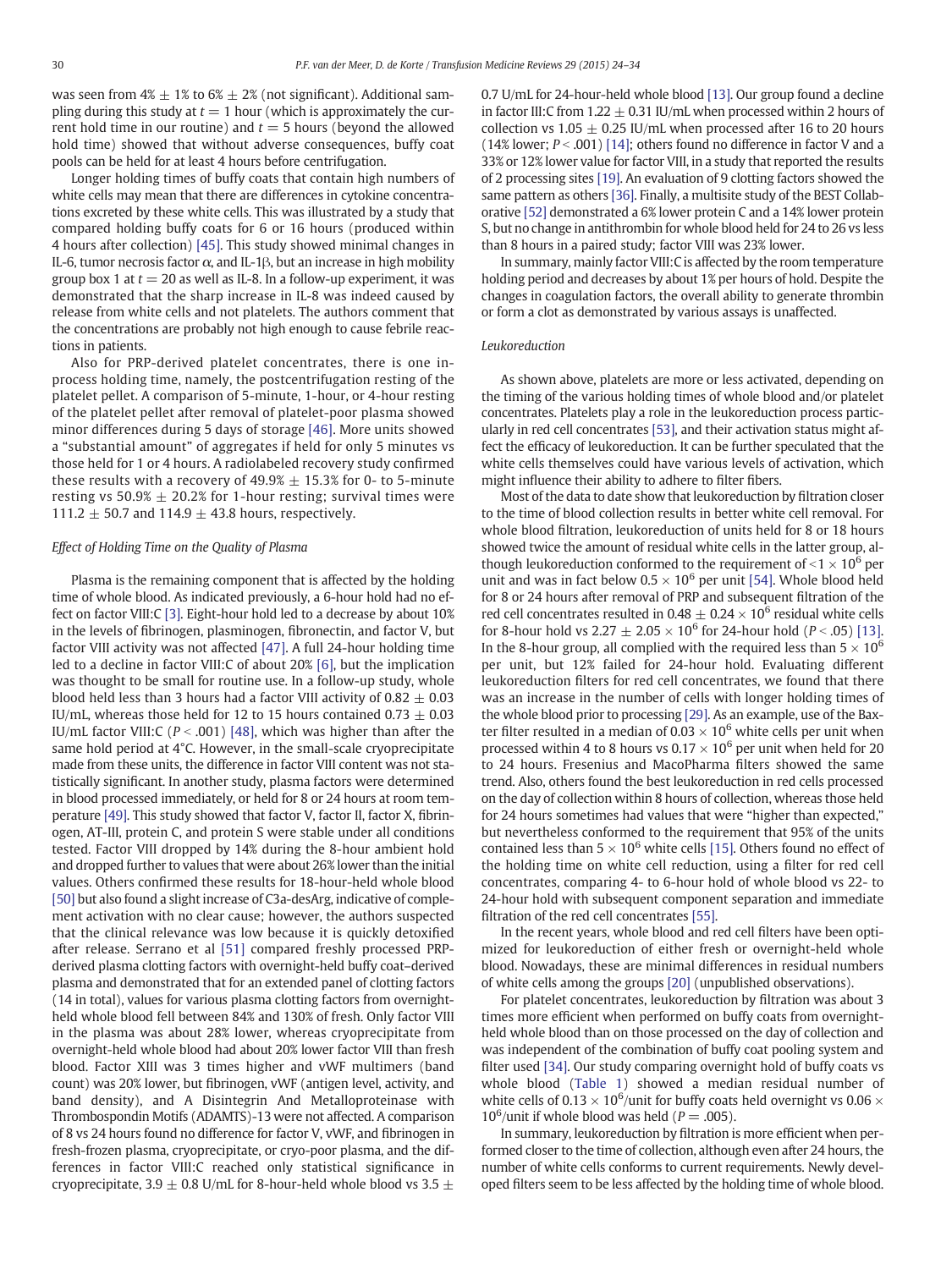was seen from 4% ± 1% to 6% ± 2% (not significant). Additional sampling during this study at $t = 1$ hour (which is approximately the current hold time in our routine) and $t = 5$ hours (beyond the allowed hold time) showed that without adverse consequences, buffy coat pools can be held for at least 4 hours before centrifugation.

Longer holding times of buffy coats that contain high numbers of white cells may mean that there are differences in cytokine concentrations excreted by these white cells. This was illustrated by a study that compared holding buffy coats for 6 or 16 hours (produced within 4 hours after collection) [45]. This study showed minimal changes in IL-6, tumor necrosis factor α, and IL-1β, but an increase in high mobility group box 1 at $t = 20$ as well as IL-8. In a follow-up experiment, it was demonstrated that the sharp increase in IL-8 was indeed caused by release from white cells and not platelets. The authors comment that the concentrations are probably not high enough to cause febrile reactions in patients.

Also for PRP-derived platelet concentrates, there is one in-process holding time, namely, the postcentrifugation resting of the platelet pellet. A comparison of 5-minute, 1-hour, or 4-hour resting of the platelet pellet after removal of platelet-poor plasma showed minor differences during 5 days of storage [46]. More units showed a "substantial amount" of aggregates if held for only 5 minutes vs those held for 1 or 4 hours. A radiolabeled recovery study confirmed these results with a recovery of 49.9% ± 15.3% for 0- to 5-minute resting vs 50.9% ± 20.2% for 1-hour resting; survival times were 111.2 ± 50.7 and 114.9 ± 43.8 hours, respectively.

*Effect of Holding Time on the Quality of Plasma*

Plasma is the remaining component that is affected by the holding time of whole blood. As indicated previously, a 6-hour hold had no effect on factor VIII:C [3]. Eight-hour hold led to a decrease by about 10% in the levels of fibrinogen, plasminogen, fibronectin, and factor V, but factor VIII activity was not affected [47]. A full 24-hour holding time led to a decline in factor VIII:C of about 20% [6], but the implication was thought to be small for routine use. In a follow-up study, whole blood held less than 3 hours had a factor VIII activity of 0.82 ± 0.03 IU/mL, whereas those held for 12 to 15 hours contained 0.73 ± 0.03 IU/mL factor VIII:C ($P < .001$) [48], which was higher than after the same hold period at 4°C. However, in the small-scale cryoprecipitate made from these units, the difference in factor VIII content was not statistically significant. In another study, plasma factors were determined in blood processed immediately, or held for 8 or 24 hours at room temperature [49]. This study showed that factor V, factor II, factor X, fibrinogen, AT-III, protein C, and protein S were stable under all conditions tested. Factor VIII dropped by 14% during the 8-hour ambient hold and dropped further to values that were about 26% lower than the initial values. Others confirmed these results for 18-hour-held whole blood [50] but also found a slight increase of C3a-desArg, indicative of complement activation with no clear cause; however, the authors suspected that the clinical relevance was low because it is quickly detoxified after release. Serrano et al [51] compared freshly processed PRP-derived plasma clotting factors with overnight-held buffy coat–derived plasma and demonstrated that for an extended panel of clotting factors (14 in total), values for various plasma clotting factors from overnight-held whole blood fell between 84% and 130% of fresh. Only factor VIII in the plasma was about 28% lower, whereas cryoprecipitate from overnight-held whole blood had about 20% lower factor VIII than fresh blood. Factor XIII was 3 times higher and vWF multimers (band count) was 20% lower, but fibrinogen, vWF (antigen level, activity, and band density), and A Disintegrin And Metalloproteinase with Thrombospondin Motifs (ADAMTS)-13 were not affected. A comparison of 8 vs 24 hours found no difference for factor V, vWF, and fibrinogen in fresh-frozen plasma, cryoprecipitate, or cryo-poor plasma, and the differences in factor VIII:C reached only statistical significance in cryoprecipitate, 3.9 ± 0.8 U/mL for 8-hour-held whole blood vs 3.5 ± 0.7 U/mL for 24-hour-held whole blood [13]. Our group found a decline in factor III:C from 1.22 ± 0.31 IU/mL when processed within 2 hours of collection vs 1.05 ± 0.25 IU/mL when processed after 16 to 20 hours (14% lower; $P < .001$) [14]; others found no difference in factor V and a 33% or 12% lower value for factor VIII, in a study that reported the results of 2 processing sites [19]. An evaluation of 9 clotting factors showed the same pattern as others [36]. Finally, a multisite study of the BEST Collaborative [52] demonstrated a 6% lower protein C and a 14% lower protein S, but no change in antithrombin for whole blood held for 24 to 26 vs less than 8 hours in a paired study; factor VIII was 23% lower.

In summary, mainly factor VIII:C is affected by the room temperature holding period and decreases by about 1% per hours of hold. Despite the changes in coagulation factors, the overall ability to generate thrombin or form a clot as demonstrated by various assays is unaffected.

*Leukoreduction*

As shown above, platelets are more or less activated, depending on the timing of the various holding times of whole blood and/or platelet concentrates. Platelets play a role in the leukoreduction process particularly in red cell concentrates [53], and their activation status might affect the efficacy of leukoreduction. It can be further speculated that the white cells themselves could have various levels of activation, which might influence their ability to adhere to filter fibers.

Most of the data to date show that leukoreduction by filtration closer to the time of blood collection results in better white cell removal. For whole blood filtration, leukoreduction of units held for 8 or 18 hours showed twice the amount of residual white cells in the latter group, although leukoreduction conformed to the requirement of $<1 \times 10^6$ per unit and was in fact below $0.5 \times 10^6$ per unit [54]. Whole blood held for 8 or 24 hours after removal of PRP and subsequent filtration of the red cell concentrates resulted in $0.48 \pm 0.24 \times 10^6$ residual white cells for 8-hour hold vs $2.27 \pm 2.05 \times 10^6$ for 24-hour hold ($P < .05$) [13]. In the 8-hour group, all complied with the required less than $5 \times 10^6$ per unit, but 12% failed for 24-hour hold. Evaluating different leukoreduction filters for red cell concentrates, we found that there was an increase in the number of cells with longer holding times of the whole blood prior to processing [29]. As an example, use of the Baxter filter resulted in a median of $0.03 \times 10^6$ white cells per unit when processed within 4 to 8 hours vs $0.17 \times 10^6$ per unit when held for 20 to 24 hours. Fresenius and MacoPharma filters showed the same trend. Also, others found the best leukoreduction in red cells processed on the day of collection within 8 hours of collection, whereas those held for 24 hours sometimes had values that were "higher than expected," but nevertheless conformed to the requirement that 95% of the units contained less than $5 \times 10^6$ white cells [15]. Others found no effect of the holding time on white cell reduction, using a filter for red cell concentrates, comparing 4- to 6-hour hold of whole blood vs 22- to 24-hour hold with subsequent component separation and immediate filtration of the red cell concentrates [55].

In the recent years, whole blood and red cell filters have been optimized for leukoreduction of either fresh or overnight-held whole blood. Nowadays, these are minimal differences in residual numbers of white cells among the groups [20] (unpublished observations).

For platelet concentrates, leukoreduction by filtration was about 3 times more efficient when performed on buffy coats from overnight-held whole blood than on those processed on the day of collection and was independent of the combination of buffy coat pooling system and filter used [34]. Our study comparing overnight hold of buffy coats vs whole blood (Table 1) showed a median residual number of white cells of $0.13 \times 10^6$/unit for buffy coats held overnight vs $0.06 \times 10^6$/unit if whole blood was held ($P = .005$).

In summary, leukoreduction by filtration is more efficient when performed closer to the time of collection, although even after 24 hours, the number of white cells conforms to current requirements. Newly developed filters seem to be less affected by the holding time of whole blood.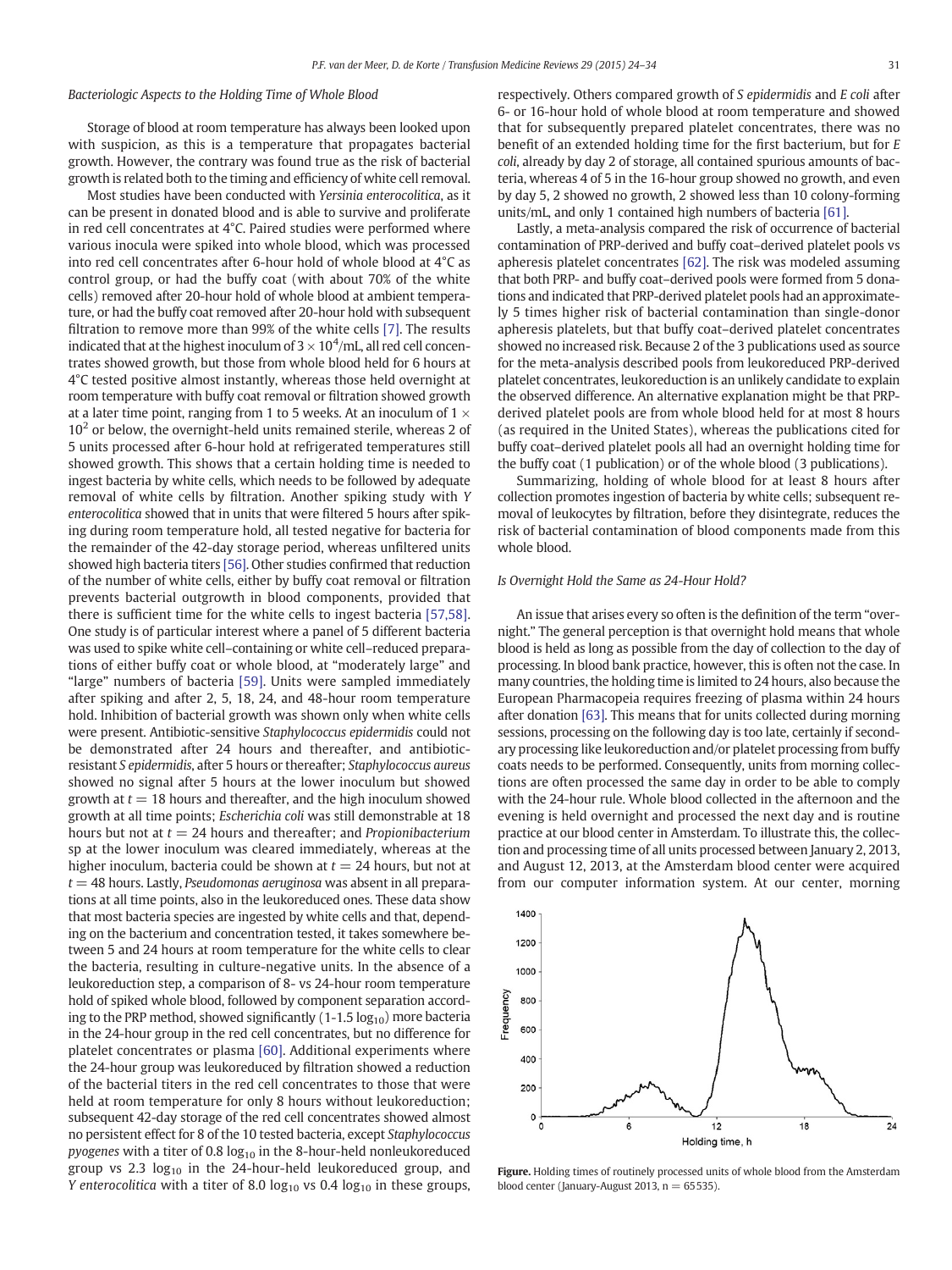### Bacteriologic Aspects to the Holding Time of Whole Blood

Storage of blood at room temperature has always been looked upon with suspicion, as this is a temperature that propagates bacterial growth. However, the contrary was found true as the risk of bacterial growth is related both to the timing and efficiency of white cell removal.

Most studies have been conducted with *Yersinia enterocolitica*, as it can be present in donated blood and is able to survive and proliferate in red cell concentrates at 4°C. Paired studies were performed where various inocula were spiked into whole blood, which was processed into red cell concentrates after 6-hour hold of whole blood at 4°C as control group, or had the buffy coat (with about 70% of the white cells) removed after 20-hour hold of whole blood at ambient temperature, or had the buffy coat removed after 20-hour hold with subsequent filtration to remove more than 99% of the white cells [7]. The results indicated that at the highest inoculum of $3 \times 10^4$/mL, all red cell concentrates showed growth, but those from whole blood held for 6 hours at 4°C tested positive almost instantly, whereas those held overnight at room temperature with buffy coat removal or filtration showed growth at a later time point, ranging from 1 to 5 weeks. At an inoculum of $1 \times 10^2$ or below, the overnight-held units remained sterile, whereas 2 of 5 units processed after 6-hour hold at refrigerated temperatures still showed growth. This shows that a certain holding time is needed to ingest bacteria by white cells, which needs to be followed by adequate removal of white cells by filtration. Another spiking study with *Y enterocolitica* showed that in units that were filtered 5 hours after spiking during room temperature hold, all tested negative for bacteria for the remainder of the 42-day storage period, whereas unfiltered units showed high bacteria titers [56]. Other studies confirmed that reduction of the number of white cells, either by buffy coat removal or filtration prevents bacterial outgrowth in blood components, provided that there is sufficient time for the white cells to ingest bacteria [57,58]. One study is of particular interest where a panel of 5 different bacteria was used to spike white cell–containing or white cell–reduced preparations of either buffy coat or whole blood, at "moderately large" and "large" numbers of bacteria [59]. Units were sampled immediately after spiking and after 2, 5, 18, 24, and 48-hour room temperature hold. Inhibition of bacterial growth was shown only when white cells were present. Antibiotic-sensitive *Staphylococcus epidermidis* could not be demonstrated after 24 hours and thereafter, and antibiotic-resistant *S epidermidis*, after 5 hours or thereafter; *Staphylococcus aureus* showed no signal after 5 hours at the lower inoculum but showed growth at $t = 18$ hours and thereafter, and the high inoculum showed growth at all time points; *Escherichia coli* was still demonstrable at 18 hours but not at $t = 24$ hours and thereafter; and *Propionibacterium* sp at the lower inoculum was cleared immediately, whereas at the higher inoculum, bacteria could be shown at $t = 24$ hours, but not at $t = 48$ hours. Lastly, *Pseudomonas aeruginosa* was absent in all preparations at all time points, also in the leukoreduced ones. These data show that most bacteria species are ingested by white cells and that, depending on the bacterium and concentration tested, it takes somewhere between 5 and 24 hours at room temperature for the white cells to clear the bacteria, resulting in culture-negative units. In the absence of a leukoreduction step, a comparison of 8- vs 24-hour room temperature hold of spiked whole blood, followed by component separation according to the PRP method, showed significantly (1-1.5 $\log_{10}$) more bacteria in the 24-hour group in the red cell concentrates, but no difference for platelet concentrates or plasma [60]. Additional experiments where the 24-hour group was leukoreduced by filtration showed a reduction of the bacterial titers in the red cell concentrates to those that were held at room temperature for only 8 hours without leukoreduction; subsequent 42-day storage of the red cell concentrates showed almost no persistent effect for 8 of the 10 tested bacteria, except *Staphylococcus pyogenes* with a titer of 0.8 $\log_{10}$ in the 8-hour-held nonleukoreduced group vs 2.3 $\log_{10}$ in the 24-hour-held leukoreduced group, and *Y enterocolitica* with a titer of 8.0 $\log_{10}$ vs 0.4 $\log_{10}$ in these groups, respectively. Others compared growth of *S epidermidis* and *E coli* after 6- or 16-hour hold of whole blood at room temperature and showed that for subsequently prepared platelet concentrates, there was no benefit of an extended holding time for the first bacterium, but for *E coli*, already by day 2 of storage, all contained spurious amounts of bacteria, whereas 4 of 5 in the 16-hour group showed no growth, and even by day 5, 2 showed no growth, 2 showed less than 10 colony-forming units/mL, and only 1 contained high numbers of bacteria [61].

Lastly, a meta-analysis compared the risk of occurrence of bacterial contamination of PRP-derived and buffy coat–derived platelet pools vs apheresis platelet concentrates [62]. The risk was modeled assuming that both PRP- and buffy coat–derived pools were formed from 5 donations and indicated that PRP-derived platelet pools had an approximately 5 times higher risk of bacterial contamination than single-donor apheresis platelets, but that buffy coat–derived platelet concentrates showed no increased risk. Because 2 of the 3 publications used as source for the meta-analysis described pools from leukoreduced PRP-derived platelet concentrates, leukoreduction is an unlikely candidate to explain the observed difference. An alternative explanation might be that PRP-derived platelet pools are from whole blood held for at most 8 hours (as required in the United States), whereas the publications cited for buffy coat–derived platelet pools all had an overnight holding time for the buffy coat (1 publication) or of the whole blood (3 publications).

Summarizing, holding of whole blood for at least 8 hours after collection promotes ingestion of bacteria by white cells; subsequent removal of leukocytes by filtration, before they disintegrate, reduces the risk of bacterial contamination of blood components made from this whole blood.

### Is Overnight Hold the Same as 24-Hour Hold?

An issue that arises every so often is the definition of the term "overnight." The general perception is that overnight hold means that whole blood is held as long as possible from the day of collection to the day of processing. In blood bank practice, however, this is often not the case. In many countries, the holding time is limited to 24 hours, also because the European Pharmacopeia requires freezing of plasma within 24 hours after donation [63]. This means that for units collected during morning sessions, processing on the following day is too late, certainly if secondary processing like leukoreduction and/or platelet processing from buffy coats needs to be performed. Consequently, units from morning collections are often processed the same day in order to be able to comply with the 24-hour rule. Whole blood collected in the afternoon and the evening is held overnight and processed the next day and is routine practice at our blood center in Amsterdam. To illustrate this, the collection and processing time of all units processed between January 2, 2013, and August 12, 2013, at the Amsterdam blood center were acquired from our computer information system. At our center, morning

**Figure.** Holding times of routinely processed units of whole blood from the Amsterdam blood center (January-August 2013, n = 65 535).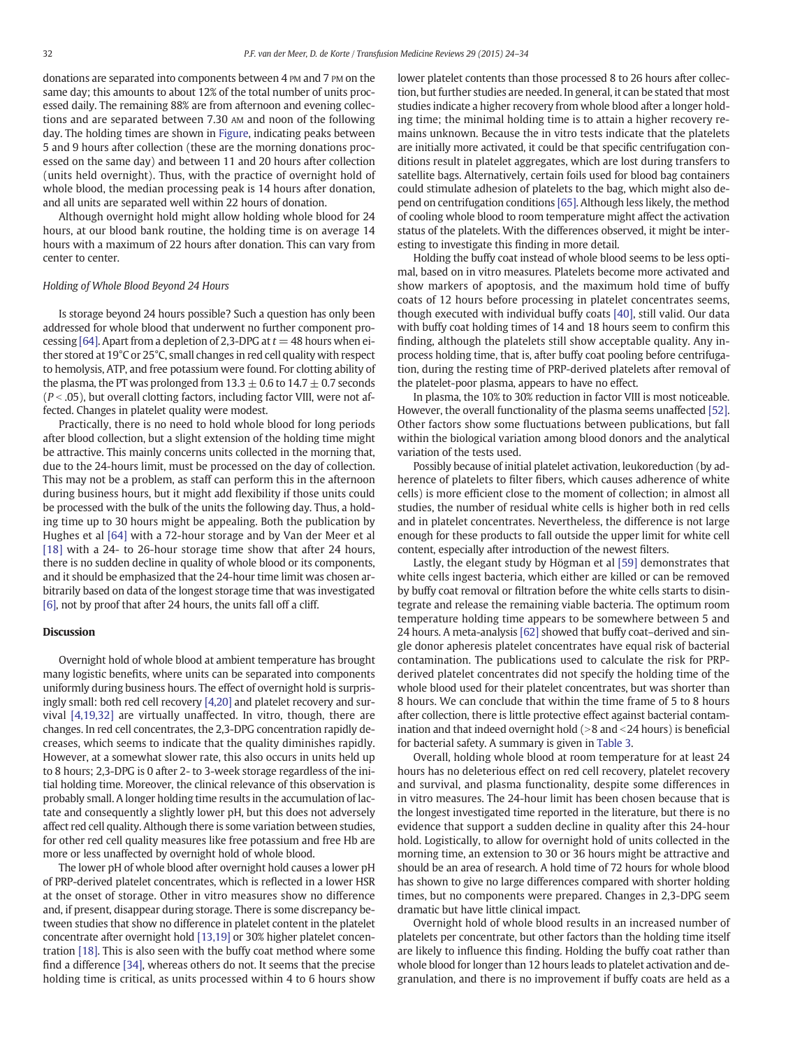donations are separated into components between 4 PM and 7 PM on the same day; this amounts to about 12% of the total number of units processed daily. The remaining 88% are from afternoon and evening collections and are separated between 7.30 AM and noon of the following day. The holding times are shown in Figure, indicating peaks between 5 and 9 hours after collection (these are the morning donations processed on the same day) and between 11 and 20 hours after collection (units held overnight). Thus, with the practice of overnight hold of whole blood, the median processing peak is 14 hours after donation, and all units are separated well within 22 hours of donation.

Although overnight hold might allow holding whole blood for 24 hours, at our blood bank routine, the holding time is on average 14 hours with a maximum of 22 hours after donation. This can vary from center to center.

### Holding of Whole Blood Beyond 24 Hours

Is storage beyond 24 hours possible? Such a question has only been addressed for whole blood that underwent no further component processing [64]. Apart from a depletion of 2,3-DPG at $t = 48$ hours when either stored at 19°C or 25°C, small changes in red cell quality with respect to hemolysis, ATP, and free potassium were found. For clotting ability of the plasma, the PT was prolonged from $13.3 \pm 0.6$ to $14.7 \pm 0.7$ seconds ($P < .05$), but overall clotting factors, including factor VIII, were not affected. Changes in platelet quality were modest.

Practically, there is no need to hold whole blood for long periods after blood collection, but a slight extension of the holding time might be attractive. This mainly concerns units collected in the morning that, due to the 24-hours limit, must be processed on the day of collection. This may not be a problem, as staff can perform this in the afternoon during business hours, but it might add flexibility if those units could be processed with the bulk of the units the following day. Thus, a holding time up to 30 hours might be appealing. Both the publication by Hughes et al [64] with a 72-hour storage and by Van der Meer et al [18] with a 24- to 26-hour storage time show that after 24 hours, there is no sudden decline in quality of whole blood or its components, and it should be emphasized that the 24-hour time limit was chosen arbitrarily based on data of the longest storage time that was investigated [6], not by proof that after 24 hours, the units fall off a cliff.

## Discussion

Overnight hold of whole blood at ambient temperature has brought many logistic benefits, where units can be separated into components uniformly during business hours. The effect of overnight hold is surprisingly small: both red cell recovery [4,20] and platelet recovery and survival [4,19,32] are virtually unaffected. In vitro, though, there are changes. In red cell concentrates, the 2,3-DPG concentration rapidly decreases, which seems to indicate that the quality diminishes rapidly. However, at a somewhat slower rate, this also occurs in units held up to 8 hours; 2,3-DPG is 0 after 2- to 3-week storage regardless of the initial holding time. Moreover, the clinical relevance of this observation is probably small. A longer holding time results in the accumulation of lactate and consequently a slightly lower pH, but this does not adversely affect red cell quality. Although there is some variation between studies, for other red cell quality measures like free potassium and free Hb are more or less unaffected by overnight hold of whole blood.

The lower pH of whole blood after overnight hold causes a lower pH of PRP-derived platelet concentrates, which is reflected in a lower HSR at the onset of storage. Other in vitro measures show no difference and, if present, disappear during storage. There is some discrepancy between studies that show no difference in platelet content in the platelet concentrate after overnight hold [13,19] or 30% higher platelet concentration [18]. This is also seen with the buffy coat method where some find a difference [34], whereas others do not. It seems that the precise holding time is critical, as units processed within 4 to 6 hours show lower platelet contents than those processed 8 to 26 hours after collection, but further studies are needed. In general, it can be stated that most studies indicate a higher recovery from whole blood after a longer holding time; the minimal holding time is to attain a higher recovery remains unknown. Because the in vitro tests indicate that the platelets are initially more activated, it could be that specific centrifugation conditions result in platelet aggregates, which are lost during transfers to satellite bags. Alternatively, certain foils used for blood bag containers could stimulate adhesion of platelets to the bag, which might also depend on centrifugation conditions [65]. Although less likely, the method of cooling whole blood to room temperature might affect the activation status of the platelets. With the differences observed, it might be interesting to investigate this finding in more detail.

Holding the buffy coat instead of whole blood seems to be less optimal, based on in vitro measures. Platelets become more activated and show markers of apoptosis, and the maximum hold time of buffy coats of 12 hours before processing in platelet concentrates seems, though executed with individual buffy coats [40], still valid. Our data with buffy coat holding times of 14 and 18 hours seem to confirm this finding, although the platelets still show acceptable quality. Any in-process holding time, that is, after buffy coat pooling before centrifugation, during the resting time of PRP-derived platelets after removal of the platelet-poor plasma, appears to have no effect.

In plasma, the 10% to 30% reduction in factor VIII is most noticeable. However, the overall functionality of the plasma seems unaffected [52]. Other factors show some fluctuations between publications, but fall within the biological variation among blood donors and the analytical variation of the tests used.

Possibly because of initial platelet activation, leukoreduction (by adherence of platelets to filter fibers, which causes adherence of white cells) is more efficient close to the moment of collection; in almost all studies, the number of residual white cells is higher both in red cells and in platelet concentrates. Nevertheless, the difference is not large enough for these products to fall outside the upper limit for white cell content, especially after introduction of the newest filters.

Lastly, the elegant study by Högman et al [59] demonstrates that white cells ingest bacteria, which either are killed or can be removed by buffy coat removal or filtration before the white cells starts to disintegrate and release the remaining viable bacteria. The optimum room temperature holding time appears to be somewhere between 5 and 24 hours. A meta-analysis [62] showed that buffy coat–derived and single donor apheresis platelet concentrates have equal risk of bacterial contamination. The publications used to calculate the risk for PRP-derived platelet concentrates did not specify the holding time of the whole blood used for their platelet concentrates, but was shorter than 8 hours. We can conclude that within the time frame of 5 to 8 hours after collection, there is little protective effect against bacterial contamination and that indeed overnight hold (>8 and <24 hours) is beneficial for bacterial safety. A summary is given in Table 3.

Overall, holding whole blood at room temperature for at least 24 hours has no deleterious effect on red cell recovery, platelet recovery and survival, and plasma functionality, despite some differences in in vitro measures. The 24-hour limit has been chosen because that is the longest investigated time reported in the literature, but there is no evidence that support a sudden decline in quality after this 24-hour hold. Logistically, to allow for overnight hold of units collected in the morning time, an extension to 30 or 36 hours might be attractive and should be an area of research. A hold time of 72 hours for whole blood has shown to give no large differences compared with shorter holding times, but no components were prepared. Changes in 2,3-DPG seem dramatic but have little clinical impact.

Overnight hold of whole blood results in an increased number of platelets per concentrate, but other factors than the holding time itself are likely to influence this finding. Holding the buffy coat rather than whole blood for longer than 12 hours leads to platelet activation and degranulation, and there is no improvement if buffy coats are held as a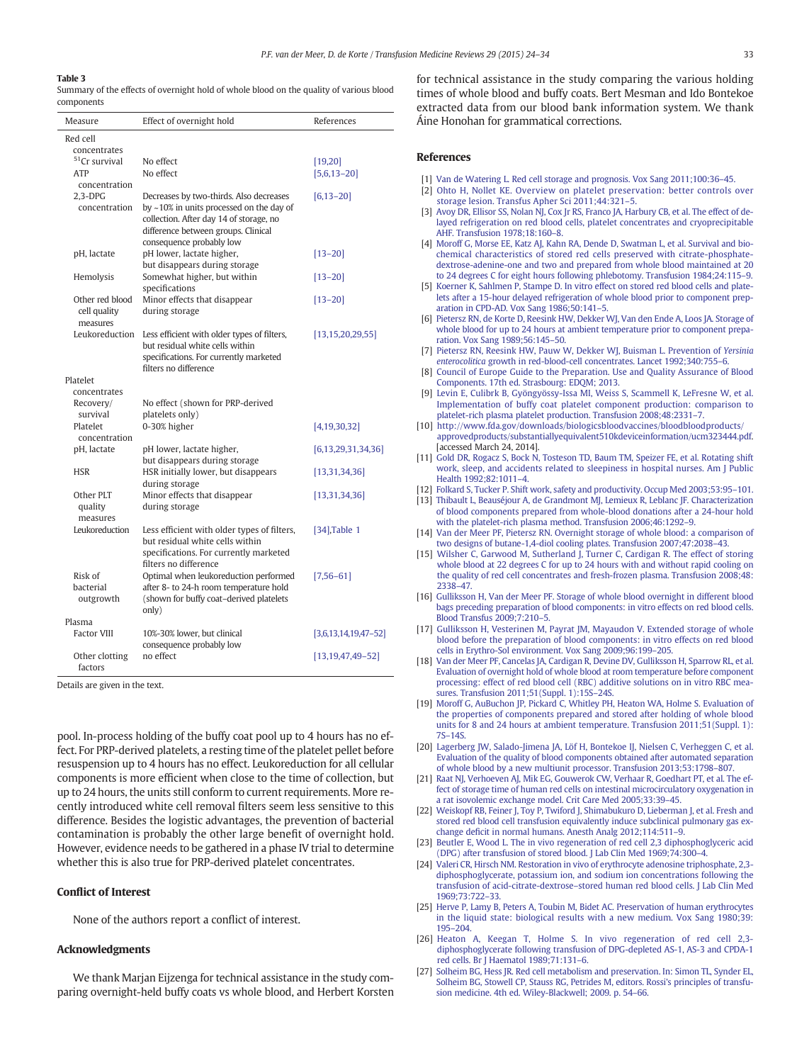**Table 3**
Summary of the effects of overnight hold of whole blood on the quality of various blood components

| Measure | Effect of overnight hold | References |
|---|---|---|
| Red cell concentrates | | |
| $^{51}$Cr survival | No effect | [19,20] |
| ATP concentration | No effect | [5,6,13–20] |
| 2,3-DPG concentration | Decreases by two-thirds. Also decreases by ~10% in units processed on the day of collection. After day 14 of storage, no difference between groups. Clinical consequence probably low | [6,13–20] |
| pH, lactate | pH lower, lactate higher, but disappears during storage | [13–20] |
| Hemolysis | Somewhat higher, but within specifications | [13–20] |
| Other red blood cell quality measures | Minor effects that disappear during storage | [13–20] |
| Leukoreduction | Less efficient with older types of filters, but residual white cells within specifications. For currently marketed filters no difference | [13,15,20,29,55] |
| Platelet concentrates | | |
| Recovery/survival | No effect (shown for PRP-derived platelets only) | |
| Platelet concentration | 0-30% higher | [4,19,30,32] |
| pH, lactate | pH lower, lactate higher, but disappears during storage | [6,13,29,31,34,36] |
| HSR | HSR initially lower, but disappears during storage | [13,31,34,36] |
| Other PLT quality measures | Minor effects that disappear during storage | [13,31,34,36] |
| Leukoreduction | Less efficient with older types of filters, but residual white cells within specifications. For currently marketed filters no difference | [34],Table 1 |
| Risk of bacterial outgrowth | Optimal when leukoreduction performed after 8- to 24-h room temperature hold (shown for buffy coat–derived platelets only) | [7,56–61] |
| Plasma | | |
| Factor VIII | 10%-30% lower, but clinical consequence probably low | [3,6,13,14,19,47–52] |
| Other clotting factors | no effect | [13,19,47,49–52] |

Details are given in the text.

pool. In-process holding of the buffy coat pool up to 4 hours has no effect. For PRP-derived platelets, a resting time of the platelet pellet before resuspension up to 4 hours has no effect. Leukoreduction for all cellular components is more efficient when close to the time of collection, but up to 24 hours, the units still conform to current requirements. More recently introduced white cell removal filters seem less sensitive to this difference. Besides the logistic advantages, the prevention of bacterial contamination is probably the other large benefit of overnight hold. However, evidence needs to be gathered in a phase IV trial to determine whether this is also true for PRP-derived platelet concentrates.

## Conflict of Interest

None of the authors report a conflict of interest.

## Acknowledgments

We thank Marjan Eijzenga for technical assistance in the study comparing overnight-held buffy coats vs whole blood, and Herbert Korsten for technical assistance in the study comparing the various holding times of whole blood and buffy coats. Bert Mesman and Ido Bontekoe extracted data from our blood bank information system. We thank Áine Honohan for grammatical corrections.

## References

[1] Van de Watering L. Red cell storage and prognosis. Vox Sang 2011;100:36–45.

[2] Ohto H, Nollet KE. Overview on platelet preservation: better controls over storage lesion. Transfus Apher Sci 2011;44:321–5.

[3] Avoy DR, Ellisor SS, Nolan NJ, Cox Jr RS, Franco JA, Harbury CB, et al. The effect of delayed refrigeration on red blood cells, platelet concentrates and cryoprecipitable AHF. Transfusion 1978;18:160–8.

[4] Moroff G, Morse EE, Katz AJ, Kahn RA, Dende D, Swatman L, et al. Survival and biochemical characteristics of stored red cells preserved with citrate-phosphate-dextrose-adenine-one and two and prepared from whole blood maintained at 20 to 24 degrees C for eight hours following phlebotomy. Transfusion 1984;24:115–9.

[5] Koerner K, Sahlmen P, Stampe D. In vitro effect on stored red blood cells and platelets after a 15-hour delayed refrigeration of whole blood prior to component preparation in CPD-AD. Vox Sang 1986;50:141–5.

[6] Pietersz RN, de Korte D, Reesink HW, Dekker WJ, Van den Ende A, Loos JA. Storage of whole blood for up to 24 hours at ambient temperature prior to component preparation. Vox Sang 1989;56:145–50.

[7] Pietersz RN, Reesink HW, Pauw W, Dekker WJ, Buisman L. Prevention of *Yersinia enterocolitica* growth in red-blood-cell concentrates. Lancet 1992;340:755–6.

[8] Council of Europe Guide to the Preparation. Use and Quality Assurance of Blood Components. 17th ed. Strasbourg: EDQM; 2013.

[9] Levin E, Culibrk B, Gyöngyössy-Issa MI, Weiss S, Scammell K, LeFresne W, et al. Implementation of buffy coat platelet component production: comparison to platelet-rich plasma platelet production. Transfusion 2008;48:2331–7.

[10] http://www.fda.gov/downloads/biologicsbloodvaccines/bloodbloodproducts/approvedproducts/substantiallyequivalent510kdeviceinformation/ucm323444.pdf. [accessed March 24, 2014].

[11] Gold DR, Rogacz S, Bock N, Tosteson TD, Baum TM, Speizer FE, et al. Rotating shift work, sleep, and accidents related to sleepiness in hospital nurses. Am J Public Health 1992;82:1011–4.

[12] Folkard S, Tucker P. Shift work, safety and productivity. Occup Med 2003;53:95–101.

[13] Thibault L, Beauséjour A, de Grandmont MJ, Lemieux R, Leblanc JF. Characterization of blood components prepared from whole-blood donations after a 24-hour hold with the platelet-rich plasma method. Transfusion 2006;46:1292–9.

[14] Van der Meer PF, Pietersz RN. Overnight storage of whole blood: a comparison of two designs of butane-1,4-diol cooling plates. Transfusion 2007;47:2038–43.

[15] Wilsher C, Garwood M, Sutherland J, Turner C, Cardigan R. The effect of storing whole blood at 22 degrees C for up to 24 hours with and without rapid cooling on the quality of red cell concentrates and fresh-frozen plasma. Transfusion 2008;48:2338–47.

[16] Gulliksson H, Van der Meer PF. Storage of whole blood overnight in different blood bags preceding preparation of blood components: in vitro effects on red blood cells. Blood Transfus 2009;7:210–5.

[17] Gulliksson H, Vesterinen M, Payrat JM, Mayaudon V. Extended storage of whole blood before the preparation of blood components: in vitro effects on red blood cells in Erythro-Sol environment. Vox Sang 2009;96:199–205.

[18] Van der Meer PF, Cancelas JA, Cardigan R, Devine DV, Gulliksson H, Sparrow RL, et al. Evaluation of overnight hold of whole blood at room temperature before component processing: effect of red blood cell (RBC) additive solutions on in vitro RBC measures. Transfusion 2011;51(Suppl. 1):15S–24S.

[19] Moroff G, AuBuchon JP, Pickard C, Whitley PH, Heaton WA, Holme S. Evaluation of the properties of components prepared and stored after holding of whole blood units for 8 and 24 hours at ambient temperature. Transfusion 2011;51(Suppl. 1):7S–14S.

[20] Lagerberg JW, Salado-Jimena JA, Löf H, Bontekoe IJ, Nielsen C, Verheggen C, et al. Evaluation of the quality of blood components obtained after automated separation of whole blood by a new multiunit processor. Transfusion 2013;53:1798–807.

[21] Raat NJ, Verhoeven AJ, Mik EG, Gouwerok CW, Verhaar R, Goedhart PT, et al. The effect of storage time of human red cells on intestinal microcirculatory oxygenation in a rat isovolemic exchange model. Crit Care Med 2005;33:39–45.

[22] Weiskopf RB, Feiner J, Toy P, Twiford J, Shimabukuro D, Lieberman J, et al. Fresh and stored red blood cell transfusion equivalently induce subclinical pulmonary gas exchange deficit in normal humans. Anesth Analg 2012;114:511–9.

[23] Beutler E, Wood L. The in vivo regeneration of red cell 2,3 diphosphoglyceric acid (DPG) after transfusion of stored blood. J Lab Clin Med 1969;74:300–4.

[24] Valeri CR, Hirsch NM. Restoration in vivo of erythrocyte adenosine triphosphate, 2,3-diphosphoglycerate, potassium ion, and sodium ion concentrations following the transfusion of acid-citrate-dextrose–stored human red blood cells. J Lab Clin Med 1969;73:722–33.

[25] Herve P, Lamy B, Peters A, Toubin M, Bidet AC. Preservation of human erythrocytes in the liquid state: biological results with a new medium. Vox Sang 1980;39:195–204.

[26] Heaton A, Keegan T, Holme S. In vivo regeneration of red cell 2,3-diphosphoglycerate following transfusion of DPG-depleted AS-1, AS-3 and CPDA-1 red cells. Br J Haematol 1989;71:131–6.

[27] Solheim BG, Hess JR. Red cell metabolism and preservation. In: Simon TL, Synder EL, Solheim BG, Stowell CP, Stauss RG, Petrides M, editors. Rossi's principles of transfusion medicine. 4th ed. Wiley-Blackwell; 2009. p. 54–66.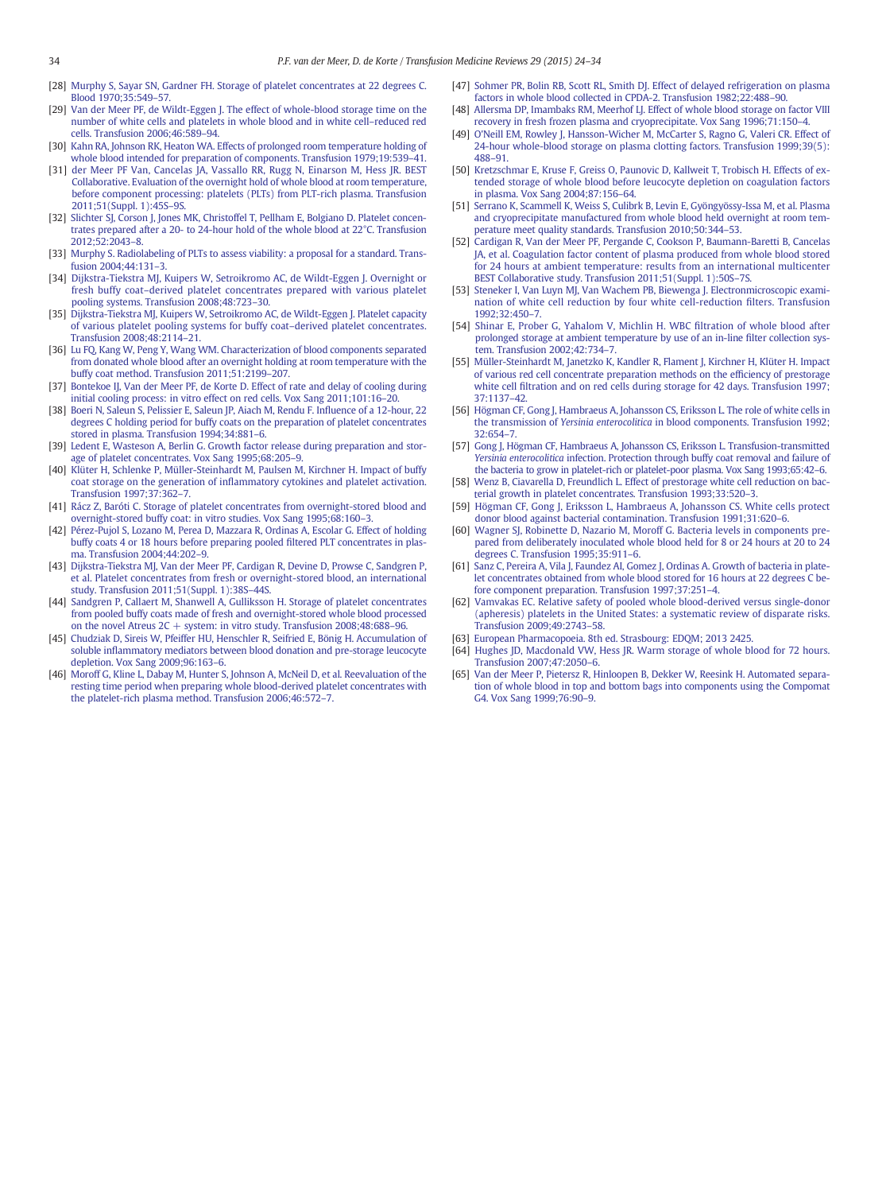[28] Murphy S, Sayar SN, Gardner FH. Storage of platelet concentrates at 22 degrees C. Blood 1970;35:549–57.

[29] Van der Meer PF, de Wildt-Eggen J. The effect of whole-blood storage time on the number of white cells and platelets in whole blood and in white cell–reduced red cells. Transfusion 2006;46:589–94.

[30] Kahn RA, Johnson RK, Heaton WA. Effects of prolonged room temperature holding of whole blood intended for preparation of components. Transfusion 1979;19:539–41.

[31] der Meer PF Van, Cancelas JA, Vassallo RR, Rugg N, Einarson M, Hess JR. BEST Collaborative. Evaluation of the overnight hold of whole blood at room temperature, before component processing: platelets (PLTs) from PLT-rich plasma. Transfusion 2011;51(Suppl. 1):45S–9S.

[32] Slichter SJ, Corson J, Jones MK, Christoffel T, Pellham E, Bolgiano D. Platelet concentrates prepared after a 20- to 24-hour hold of the whole blood at 22°C. Transfusion 2012;52:2043–8.

[33] Murphy S. Radiolabeling of PLTs to assess viability: a proposal for a standard. Transfusion 2004;44:131–3.

[34] Dijkstra-Tiekstra MJ, Kuipers W, Setroikromo AC, de Wildt-Eggen J. Overnight or fresh buffy coat–derived platelet concentrates prepared with various platelet pooling systems. Transfusion 2008;48:723–30.

[35] Dijkstra-Tiekstra MJ, Kuipers W, Setroikromo AC, de Wildt-Eggen J. Platelet capacity of various platelet pooling systems for buffy coat–derived platelet concentrates. Transfusion 2008;48:2114–21.

[36] Lu FQ, Kang W, Peng Y, Wang WM. Characterization of blood components separated from donated whole blood after an overnight holding at room temperature with the buffy coat method. Transfusion 2011;51:2199–207.

[37] Bontekoe IJ, Van der Meer PF, de Korte D. Effect of rate and delay of cooling during initial cooling process: in vitro effect on red cells. Vox Sang 2011;101:16–20.

[38] Boeri N, Saleun S, Pelissier E, Saleun JP, Aiach M, Rendu F. Influence of a 12-hour, 22 degrees C holding period for buffy coats on the preparation of platelet concentrates stored in plasma. Transfusion 1994;34:881–6.

[39] Ledent E, Wasteson A, Berlin G. Growth factor release during preparation and storage of platelet concentrates. Vox Sang 1995;68:205–9.

[40] Klüter H, Schlenke P, Müller-Steinhardt M, Paulsen M, Kirchner H. Impact of buffy coat storage on the generation of inflammatory cytokines and platelet activation. Transfusion 1997;37:362–7.

[41] Rácz Z, Baróti C. Storage of platelet concentrates from overnight-stored blood and overnight-stored buffy coat: in vitro studies. Vox Sang 1995;68:160–3.

[42] Pérez-Pujol S, Lozano M, Perea D, Mazzara R, Ordinas A, Escolar G. Effect of holding buffy coats 4 or 18 hours before preparing pooled filtered PLT concentrates in plasma. Transfusion 2004;44:202–9.

[43] Dijkstra-Tiekstra MJ, Van der Meer PF, Cardigan R, Devine D, Prowse C, Sandgren P, et al. Platelet concentrates from fresh or overnight-stored blood, an international study. Transfusion 2011;51(Suppl. 1):38S–44S.

[44] Sandgren P, Callaert M, Shanwell A, Gulliksson H. Storage of platelet concentrates from pooled buffy coats made of fresh and overnight-stored whole blood processed on the novel Atreus 2C + system: in vitro study. Transfusion 2008;48:688–96.

[45] Chudziak D, Sireis W, Pfeiffer HU, Henschler R, Seifried E, Bönig H. Accumulation of soluble inflammatory mediators between blood donation and pre-storage leucocyte depletion. Vox Sang 2009;96:163–6.

[46] Moroff G, Kline L, Dabay M, Hunter S, Johnson A, McNeil D, et al. Reevaluation of the resting time period when preparing whole blood-derived platelet concentrates with the platelet-rich plasma method. Transfusion 2006;46:572–7.

[47] Sohmer PR, Bolin RB, Scott RL, Smith DJ. Effect of delayed refrigeration on plasma factors in whole blood collected in CPDA-2. Transfusion 1982;22:488–90.

[48] Allersma DP, Imambaks RM, Meerhof LJ. Effect of whole blood storage on factor VIII recovery in fresh frozen plasma and cryoprecipitate. Vox Sang 1996;71:150–4.

[49] O'Neill EM, Rowley J, Hansson-Wicher M, McCarter S, Ragno G, Valeri CR. Effect of 24-hour whole-blood storage on plasma clotting factors. Transfusion 1999;39(5):488–91.

[50] Kretzschmar E, Kruse F, Greiss O, Paunovic D, Kallweit T, Trobisch H. Effects of extended storage of whole blood before leucocyte depletion on coagulation factors in plasma. Vox Sang 2004;87:156–64.

[51] Serrano K, Scammell K, Weiss S, Culibrk B, Levin E, Gyöngyössy-Issa M, et al. Plasma and cryoprecipitate manufactured from whole blood held overnight at room temperature meet quality standards. Transfusion 2010;50:344–53.

[52] Cardigan R, Van der Meer PF, Pergande C, Cookson P, Baumann-Baretti B, Cancelas JA, et al. Coagulation factor content of plasma produced from whole blood stored for 24 hours at ambient temperature: results from an international multicenter BEST Collaborative study. Transfusion 2011;51(Suppl. 1):50S–7S.

[53] Steneker I, Van Luyn MJ, Van Wachem PB, Biewenga J. Electronmicroscopic examination of white cell reduction by four white cell-reduction filters. Transfusion 1992;32:450–7.

[54] Shinar E, Prober G, Yahalom V, Michlin H. WBC filtration of whole blood after prolonged storage at ambient temperature by use of an in-line filter collection system. Transfusion 2002;42:734–7.

[55] Müller-Steinhardt M, Janetzko K, Kandler R, Flament J, Kirchner H, Klüter H. Impact of various red cell concentrate preparation methods on the efficiency of prestorage white cell filtration and on red cells during storage for 42 days. Transfusion 1997;37:1137–42.

[56] Högman CF, Gong J, Hambraeus A, Johansson CS, Eriksson L. The role of white cells in the transmission of *Yersinia enterocolitica* in blood components. Transfusion 1992;32:654–7.

[57] Gong J, Högman CF, Hambraeus A, Johansson CS, Eriksson L. Transfusion-transmitted *Yersinia enterocolitica* infection. Protection through buffy coat removal and failure of the bacteria to grow in platelet-rich or platelet-poor plasma. Vox Sang 1993;65:42–6.

[58] Wenz B, Ciavarella D, Freundlich L. Effect of prestorage white cell reduction on bacterial growth in platelet concentrates. Transfusion 1993;33:520–3.

[59] Högman CF, Gong J, Eriksson L, Hambraeus A, Johansson CS. White cells protect donor blood against bacterial contamination. Transfusion 1991;31:620–6.

[60] Wagner SJ, Robinette D, Nazario M, Moroff G. Bacteria levels in components prepared from deliberately inoculated whole blood held for 8 or 24 hours at 20 to 24 degrees C. Transfusion 1995;35:911–6.

[61] Sanz C, Pereira A, Vila J, Faundez AI, Gomez J, Ordinas A. Growth of bacteria in platelet concentrates obtained from whole blood stored for 16 hours at 22 degrees C before component preparation. Transfusion 1997;37:251–4.

[62] Vamvakas EC. Relative safety of pooled whole blood-derived versus single-donor (apheresis) platelets in the United States: a systematic review of disparate risks. Transfusion 2009;49:2743–58.

[63] European Pharmacopoeia. 8th ed. Strasbourg: EDQM; 2013 2425.

[64] Hughes JD, Macdonald VW, Hess JR. Warm storage of whole blood for 72 hours. Transfusion 2007;47:2050–6.

[65] Van der Meer P, Pietersz R, Hinloopen B, Dekker W, Reesink H. Automated separation of whole blood in top and bottom bags into components using the Compomat G4. Vox Sang 1999;76:90–9.